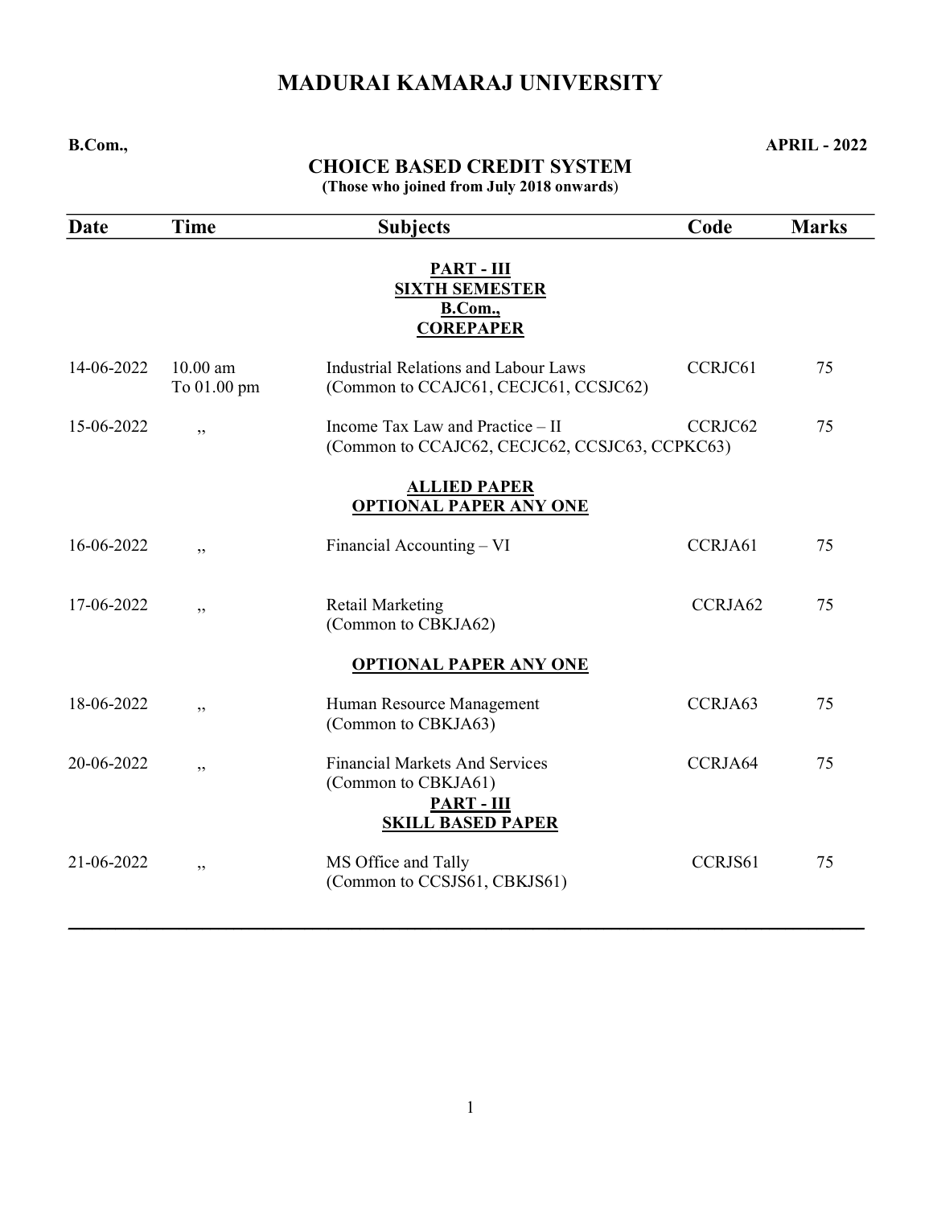# MADURAI KAMARAJ UNIVERSITY

**B.Com.,** **APRIL - 2022**

## CHOICE BASED CREDIT SYSTEM

**(Those who joined from July 2018 onwards)**

| Date | Time | Subjects | Code | Marks |
|---|---|---|---|---|
| | | **PART - III**<br>**SIXTH SEMESTER**<br>**B.Com.,**<br>**COREPAPER** | | |
| 14-06-2022 | 10.00 am To 01.00 pm | Industrial Relations and Labour Laws (Common to CCAJC61, CECJC61, CCSJC62) | CCRJC61 | 75 |
| 15-06-2022 | ,, | Income Tax Law and Practice – II (Common to CCAJC62, CECJC62, CCSJC63, CCPKC63) | CCRJC62 | 75 |
| | | **ALLIED PAPER**<br>**OPTIONAL PAPER ANY ONE** | | |
| 16-06-2022 | ,, | Financial Accounting – VI | CCRJA61 | 75 |
| 17-06-2022 | ,, | Retail Marketing (Common to CBKJA62) | CCRJA62 | 75 |
| | | **OPTIONAL PAPER ANY ONE** | | |
| 18-06-2022 | ,, | Human Resource Management (Common to CBKJA63) | CCRJA63 | 75 |
| 20-06-2022 | ,, | Financial Markets And Services (Common to CBKJA61) | CCRJA64 | 75 |
| | | **PART - III**<br>**SKILL BASED PAPER** | | |
| 21-06-2022 | ,, | MS Office and Tally (Common to CCSJS61, CBKJS61) | CCRJS61 | 75 |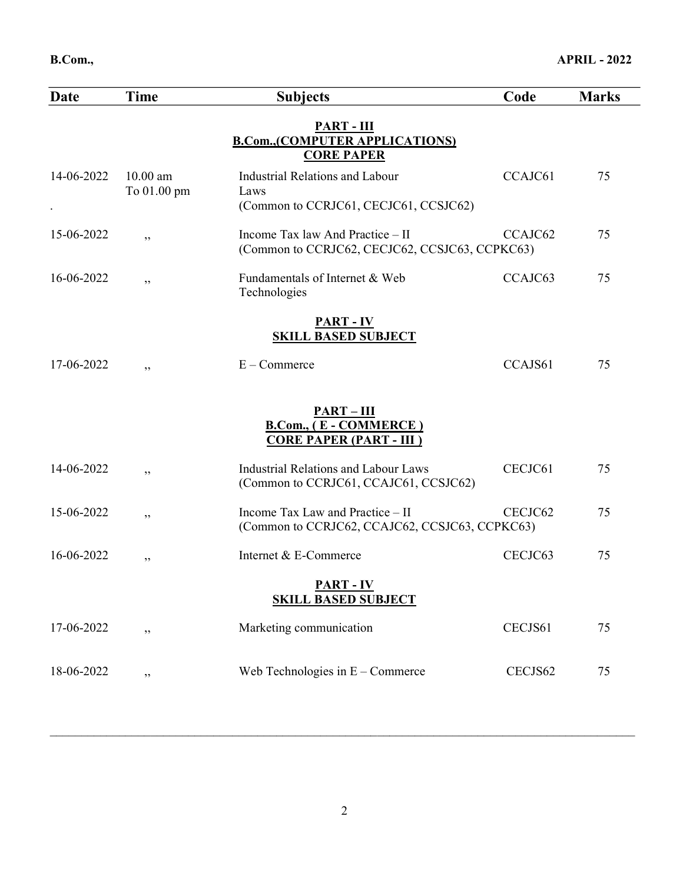**B.Com.,** **APRIL - 2022**

| Date | Time | Subjects | Code | Marks |
|---|---|---|---|---|
| | | **PART - III** | | |
| | | **B.Com.,(COMPUTER APPLICATIONS)** | | |
| | | **CORE PAPER** | | |
| 14-06-2022 | 10.00 am To 01.00 pm | Industrial Relations and Labour Laws (Common to CCRJC61, CECJC61, CCSJC62) | CCAJC61 | 75 |
| 15-06-2022 | ,, | Income Tax law And Practice – II (Common to CCRJC62, CECJC62, CCSJC63, CCPKC63) | CCAJC62 | 75 |
| 16-06-2022 | ,, | Fundamentals of Internet & Web Technologies | CCAJC63 | 75 |
| | | **PART - IV** | | |
| | | **SKILL BASED SUBJECT** | | |
| 17-06-2022 | ,, | E – Commerce | CCAJS61 | 75 |
| | | **PART – III** | | |
| | | **B.Com., ( E - COMMERCE )** | | |
| | | **CORE PAPER (PART - III )** | | |
| 14-06-2022 | ,, | Industrial Relations and Labour Laws (Common to CCRJC61, CCAJC61, CCSJC62) | CECJC61 | 75 |
| 15-06-2022 | ,, | Income Tax Law and Practice – II (Common to CCRJC62, CCAJC62, CCSJC63, CCPKC63) | CECJC62 | 75 |
| 16-06-2022 | ,, | Internet & E-Commerce | CECJC63 | 75 |
| | | **PART - IV** | | |
| | | **SKILL BASED SUBJECT** | | |
| 17-06-2022 | ,, | Marketing communication | CECJS61 | 75 |
| 18-06-2022 | ,, | Web Technologies in E – Commerce | CECJS62 | 75 |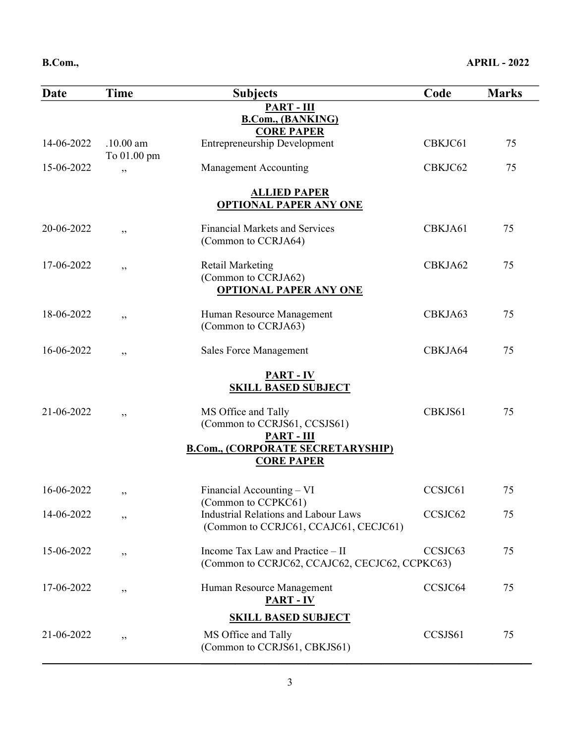**B.Com.,** **APRIL - 2022**

| Date | Time | Subjects | Code | Marks |
|---|---|---|---|---|
| | | **PART - III** | | |
| | | **B.Com., (BANKING)** | | |
| | | **CORE PAPER** | | |
| 14-06-2022 | .10.00 am To 01.00 pm | Entrepreneurship Development | CBKJC61 | 75 |
| 15-06-2022 | ,, | Management Accounting | CBKJC62 | 75 |
| | | **ALLIED PAPER** | | |
| | | **OPTIONAL PAPER ANY ONE** | | |
| 20-06-2022 | ,, | Financial Markets and Services (Common to CCRJA64) | CBKJA61 | 75 |
| 17-06-2022 | ,, | Retail Marketing (Common to CCRJA62) | CBKJA62 | 75 |
| | | **OPTIONAL PAPER ANY ONE** | | |
| 18-06-2022 | ,, | Human Resource Management (Common to CCRJA63) | CBKJA63 | 75 |
| 16-06-2022 | ,, | Sales Force Management | CBKJA64 | 75 |
| | | **PART - IV** | | |
| | | **SKILL BASED SUBJECT** | | |
| 21-06-2022 | ,, | MS Office and Tally (Common to CCRJS61, CCSJS61) | CBKJS61 | 75 |
| | | **PART - III** | | |
| | | **B.Com., (CORPORATE SECRETARYSHIP)** | | |
| | | **CORE PAPER** | | |
| 16-06-2022 | ,, | Financial Accounting – VI (Common to CCPKC61) | CCSJC61 | 75 |
| 14-06-2022 | ,, | Industrial Relations and Labour Laws (Common to CCRJC61, CCAJC61, CECJC61) | CCSJC62 | 75 |
| 15-06-2022 | ,, | Income Tax Law and Practice – II (Common to CCRJC62, CCAJC62, CECJC62, CCPKC63) | CCSJC63 | 75 |
| 17-06-2022 | ,, | Human Resource Management | CCSJC64 | 75 |
| | | **PART - IV** | | |
| | | **SKILL BASED SUBJECT** | | |
| 21-06-2022 | ,, | MS Office and Tally (Common to CCRJS61, CBKJS61) | CCSJS61 | 75 |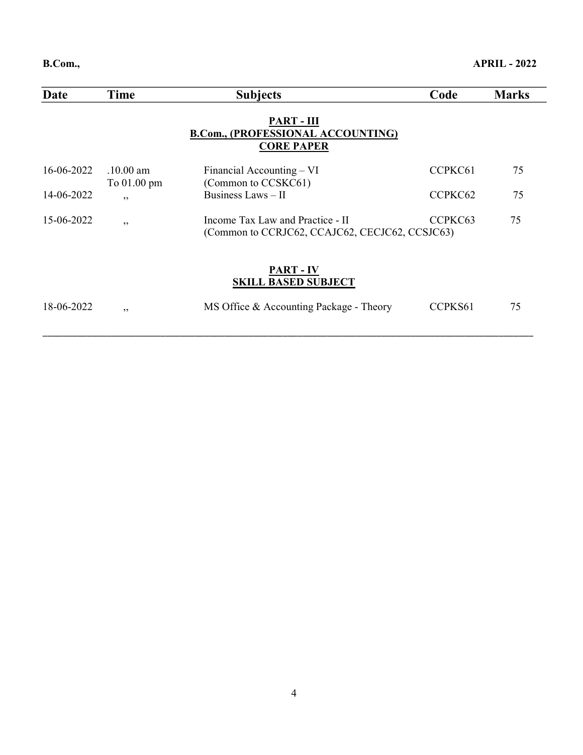**B.Com.,** **APRIL - 2022**

| Date | Time | Subjects | Code | Marks |
|---|---|---|---|---|
| | | **PART - III** | | |
| | | **B.Com., (PROFESSIONAL ACCOUNTING)** | | |
| | | **CORE PAPER** | | |
| 16-06-2022 | .10.00 am To 01.00 pm | Financial Accounting – VI (Common to CCSKC61) | CCPKC61 | 75 |
| 14-06-2022 | ,, | Business Laws – II | CCPKC62 | 75 |
| 15-06-2022 | ,, | Income Tax Law and Practice - II (Common to CCRJC62, CCAJC62, CECJC62, CCSJC63) | CCPKC63 | 75 |
| | | **PART - IV** | | |
| | | **SKILL BASED SUBJECT** | | |
| 18-06-2022 | ,, | MS Office & Accounting Package - Theory | CCPKS61 | 75 |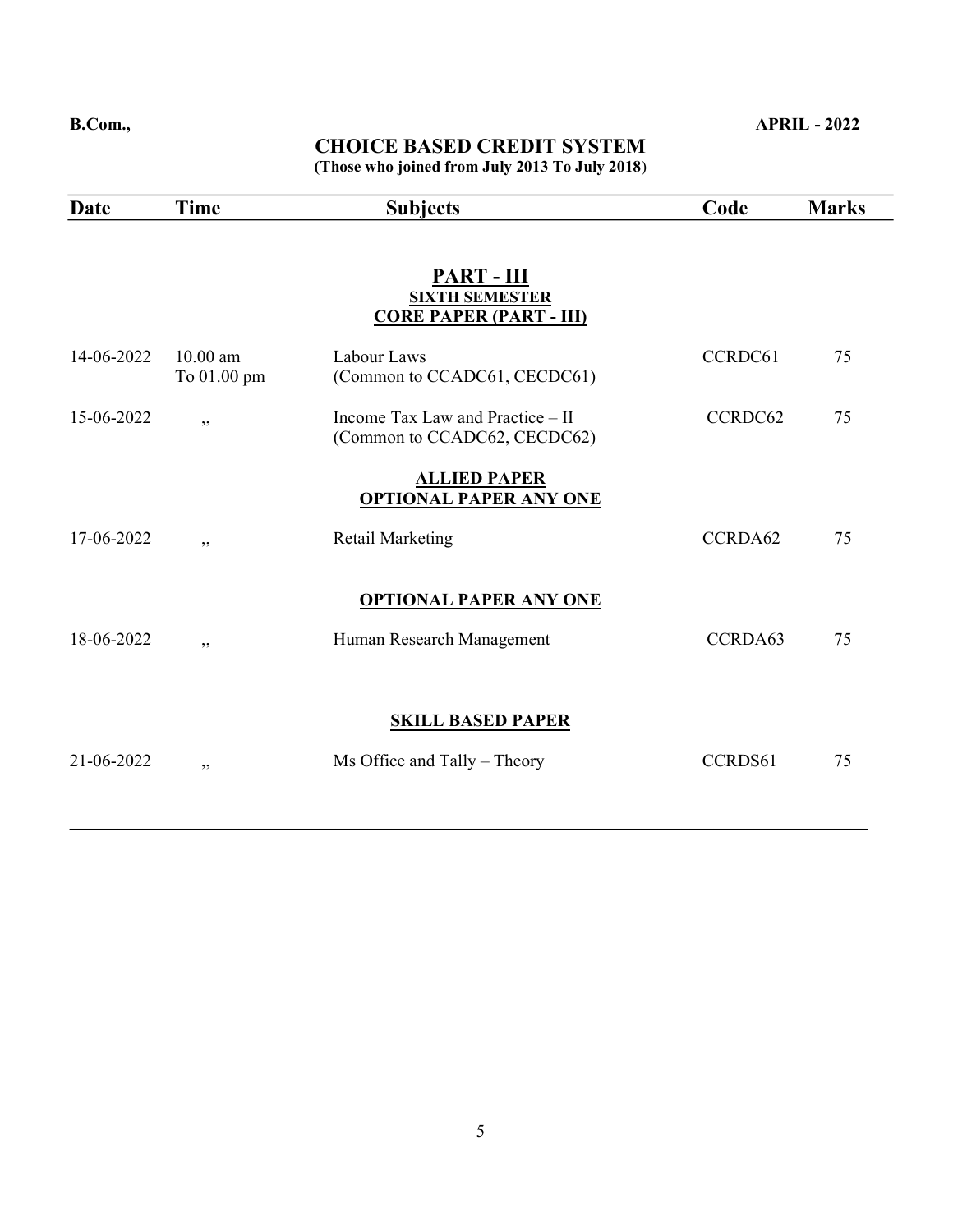**B.Com.,** **APRIL - 2022**

## CHOICE BASED CREDIT SYSTEM

**(Those who joined from July 2013 To July 2018)**

| Date | Time | Subjects | Code | Marks |
|---|---|---|---|---|
| | | **PART - III** | | |
| | | **SIXTH SEMESTER** | | |
| | | **CORE PAPER (PART - III)** | | |
| 14-06-2022 | 10.00 am To 01.00 pm | Labour Laws (Common to CCADC61, CECDC61) | CCRDC61 | 75 |
| 15-06-2022 | ,, | Income Tax Law and Practice – II (Common to CCADC62, CECDC62) | CCRDC62 | 75 |
| | | **ALLIED PAPER** | | |
| | | **OPTIONAL PAPER ANY ONE** | | |
| 17-06-2022 | ,, | Retail Marketing | CCRDA62 | 75 |
| | | **OPTIONAL PAPER ANY ONE** | | |
| 18-06-2022 | ,, | Human Research Management | CCRDA63 | 75 |
| | | **SKILL BASED PAPER** | | |
| 21-06-2022 | ,, | Ms Office and Tally – Theory | CCRDS61 | 75 |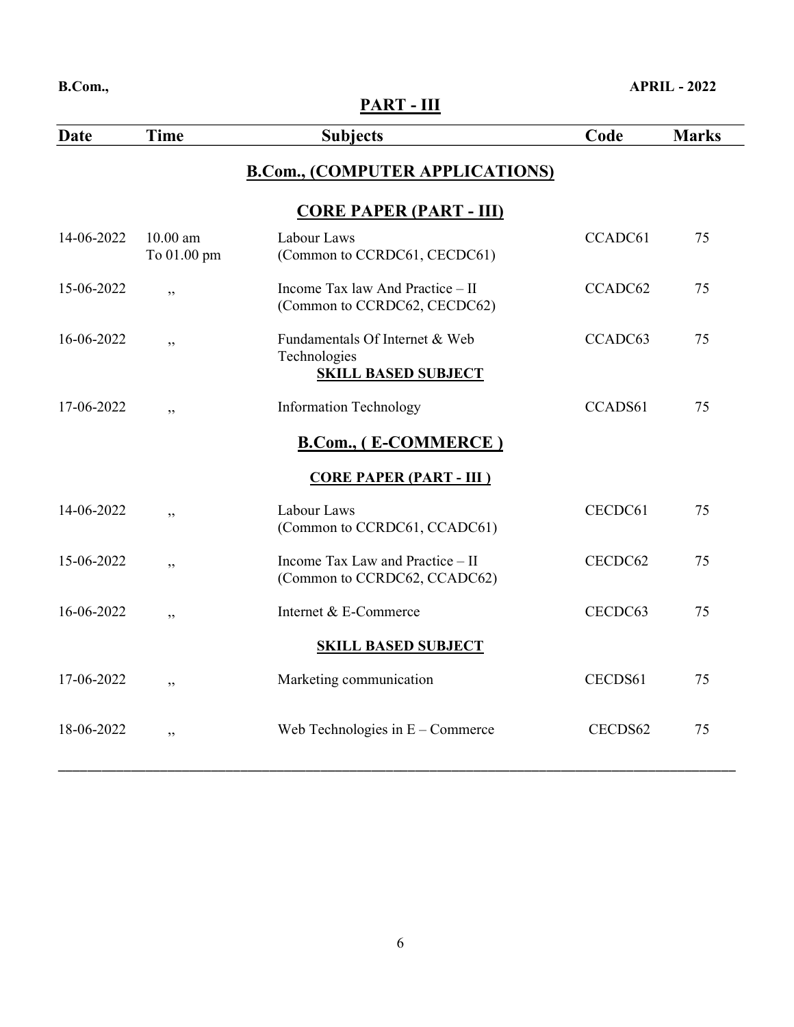**B.Com.,** **APRIL - 2022**

## PART - III

| Date | Time | Subjects | Code | Marks |
|---|---|---|---|---|
| | | **B.Com., (COMPUTER APPLICATIONS)** | | |
| | | **CORE PAPER (PART - III)** | | |
| 14-06-2022 | 10.00 am To 01.00 pm | Labour Laws (Common to CCRDC61, CECDC61) | CCADC61 | 75 |
| 15-06-2022 | ,, | Income Tax law And Practice – II (Common to CCRDC62, CECDC62) | CCADC62 | 75 |
| 16-06-2022 | ,, | Fundamentals Of Internet & Web Technologies | CCADC63 | 75 |
| | | **SKILL BASED SUBJECT** | | |
| 17-06-2022 | ,, | Information Technology | CCADS61 | 75 |
| | | **B.Com., ( E-COMMERCE )** | | |
| | | **CORE PAPER (PART - III )** | | |
| 14-06-2022 | ,, | Labour Laws (Common to CCRDC61, CCADC61) | CECDC61 | 75 |
| 15-06-2022 | ,, | Income Tax Law and Practice – II (Common to CCRDC62, CCADC62) | CECDC62 | 75 |
| 16-06-2022 | ,, | Internet & E-Commerce | CECDC63 | 75 |
| | | **SKILL BASED SUBJECT** | | |
| 17-06-2022 | ,, | Marketing communication | CECDS61 | 75 |
| 18-06-2022 | ,, | Web Technologies in E – Commerce | CECDS62 | 75 |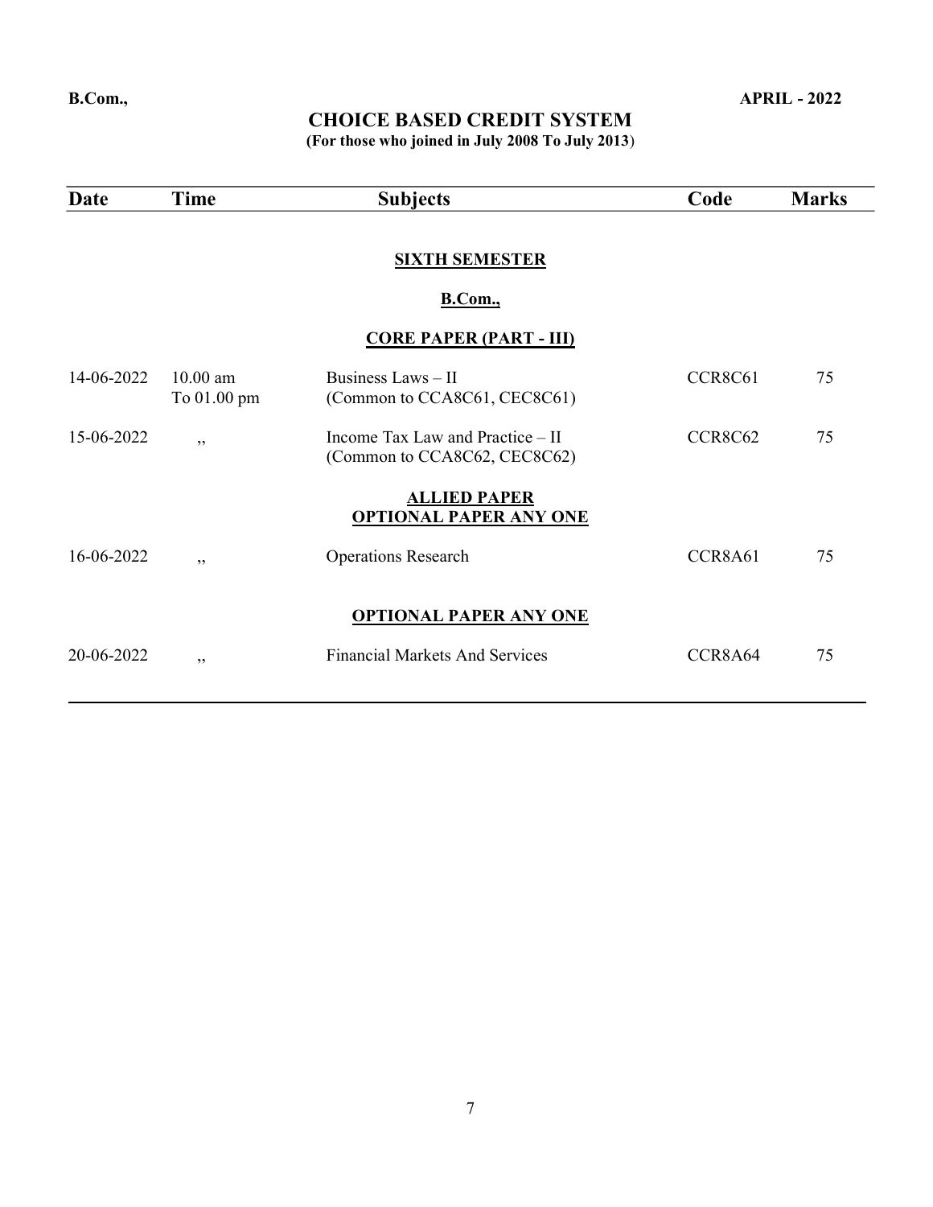**B.Com.,** **APRIL - 2022**

# CHOICE BASED CREDIT SYSTEM

**(For those who joined in July 2008 To July 2013)**

| Date | Time | Subjects | Code | Marks |
|---|---|---|---|---|
| | | **SIXTH SEMESTER** | | |
| | | **B.Com.,** | | |
| | | **CORE PAPER (PART - III)** | | |
| 14-06-2022 | 10.00 am To 01.00 pm | Business Laws – II (Common to CCA8C61, CEC8C61) | CCR8C61 | 75 |
| 15-06-2022 | ,, | Income Tax Law and Practice – II (Common to CCA8C62, CEC8C62) | CCR8C62 | 75 |
| | | **ALLIED PAPER** **OPTIONAL PAPER ANY ONE** | | |
| 16-06-2022 | ,, | Operations Research | CCR8A61 | 75 |
| | | **OPTIONAL PAPER ANY ONE** | | |
| 20-06-2022 | ,, | Financial Markets And Services | CCR8A64 | 75 |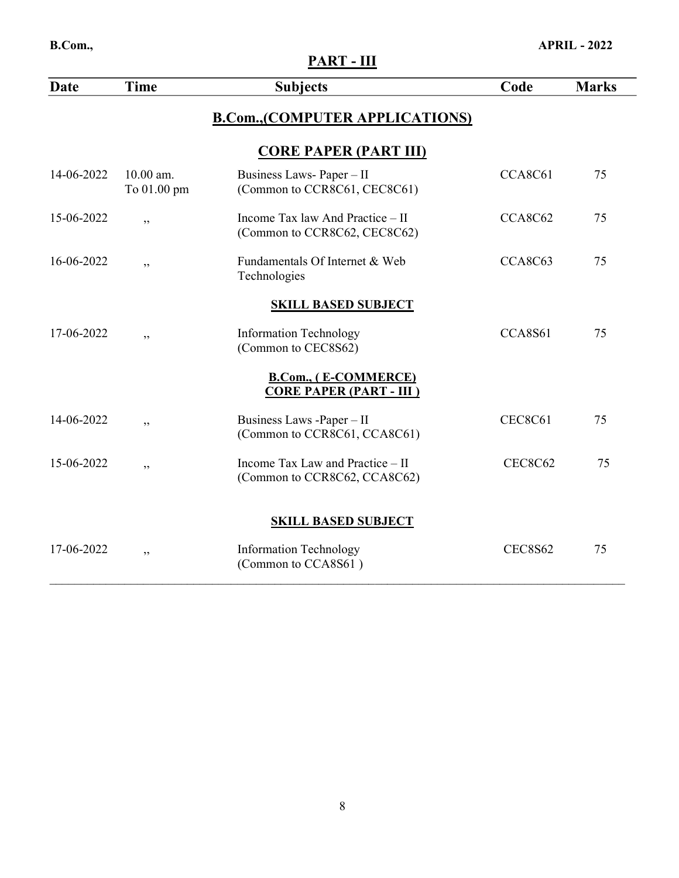B.Com., APRIL - 2022

## PART - III

| Date | Time | Subjects | Code | Marks |
|---|---|---|---|---|
| | | **B.Com.,(COMPUTER APPLICATIONS)** | | |
| | | **CORE PAPER (PART III)** | | |
| 14-06-2022 | 10.00 am. To 01.00 pm | Business Laws- Paper – II (Common to CCR8C61, CEC8C61) | CCA8C61 | 75 |
| 15-06-2022 | ,, | Income Tax law And Practice – II (Common to CCR8C62, CEC8C62) | CCA8C62 | 75 |
| 16-06-2022 | ,, | Fundamentals Of Internet & Web Technologies | CCA8C63 | 75 |
| | | **SKILL BASED SUBJECT** | | |
| 17-06-2022 | ,, | Information Technology (Common to CEC8S62) | CCA8S61 | 75 |
| | | **B.Com., ( E-COMMERCE) CORE PAPER (PART - III )** | | |
| 14-06-2022 | ,, | Business Laws -Paper – II (Common to CCR8C61, CCA8C61) | CEC8C61 | 75 |
| 15-06-2022 | ,, | Income Tax Law and Practice – II (Common to CCR8C62, CCA8C62) | CEC8C62 | 75 |
| | | **SKILL BASED SUBJECT** | | |
| 17-06-2022 | ,, | Information Technology (Common to CCA8S61 ) | CEC8S62 | 75 |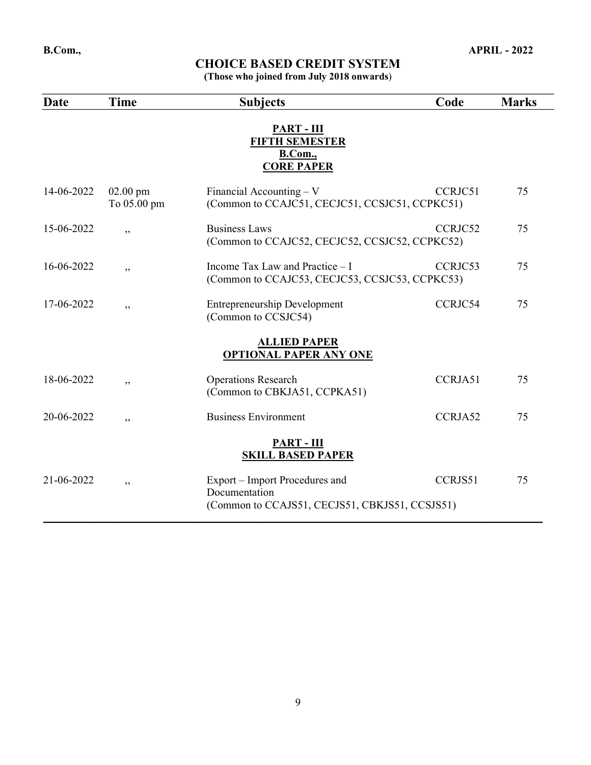**B.Com.,** **APRIL - 2022**

# CHOICE BASED CREDIT SYSTEM

**(Those who joined from July 2018 onwards)**

| Date | Time | Subjects | Code | Marks |
|---|---|---|---|---|
| | | **PART - III** **FIFTH SEMESTER** **B.Com.,** **CORE PAPER** | | |
| 14-06-2022 | 02.00 pm To 05.00 pm | Financial Accounting – V (Common to CCAJC51, CECJC51, CCSJC51, CCPKC51) | CCRJC51 | 75 |
| 15-06-2022 | ,, | Business Laws (Common to CCAJC52, CECJC52, CCSJC52, CCPKC52) | CCRJC52 | 75 |
| 16-06-2022 | ,, | Income Tax Law and Practice – I (Common to CCAJC53, CECJC53, CCSJC53, CCPKC53) | CCRJC53 | 75 |
| 17-06-2022 | ,, | Entrepreneurship Development (Common to CCSJC54) | CCRJC54 | 75 |
| | | **ALLIED PAPER** **OPTIONAL PAPER ANY ONE** | | |
| 18-06-2022 | ,, | Operations Research (Common to CBKJA51, CCPKA51) | CCRJA51 | 75 |
| 20-06-2022 | ,, | Business Environment | CCRJA52 | 75 |
| | | **PART - III** **SKILL BASED PAPER** | | |
| 21-06-2022 | ,, | Export – Import Procedures and Documentation (Common to CCAJS51, CECJS51, CBKJS51, CCSJS51) | CCRJS51 | 75 |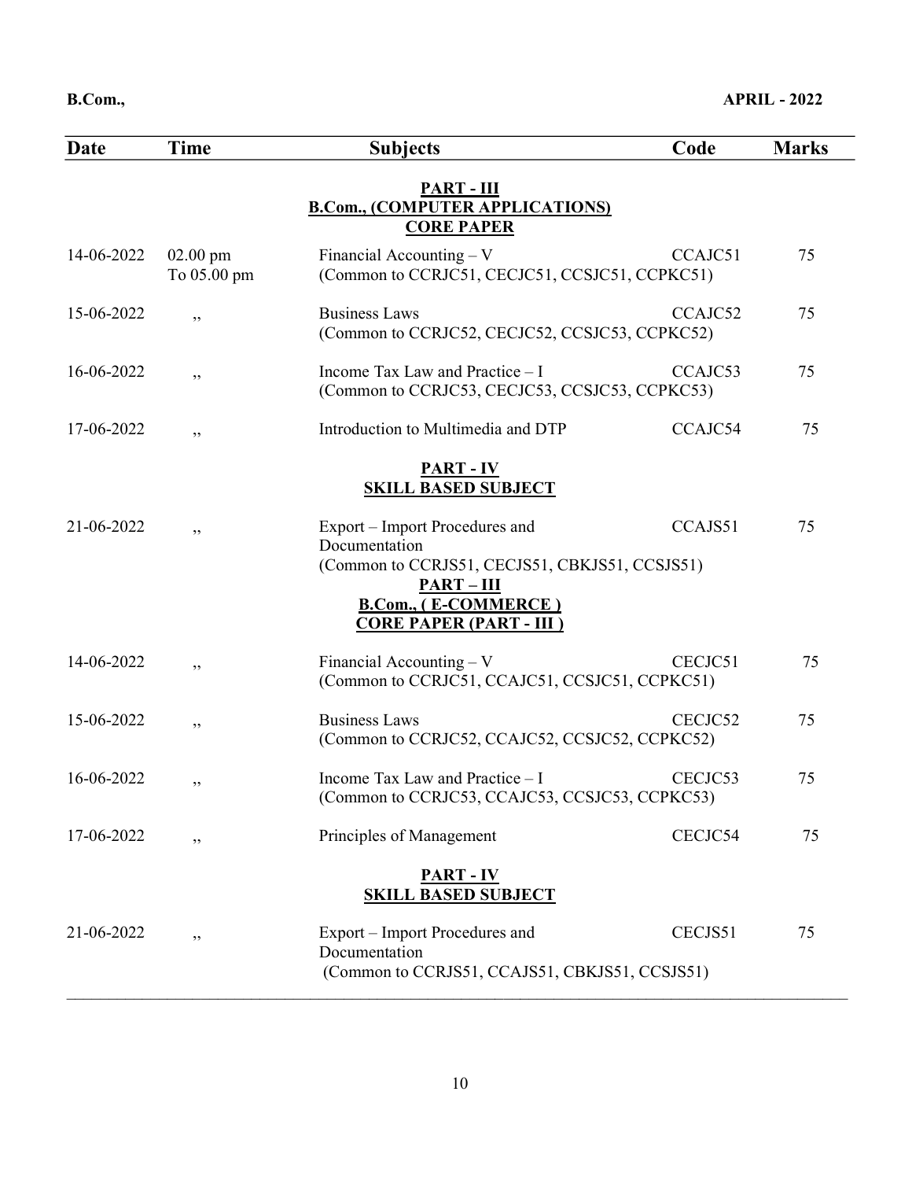**B.Com.,** **APRIL - 2022**

| Date | Time | Subjects | Code | Marks |
|---|---|---|---|---|
| | | **PART - III** **B.Com., (COMPUTER APPLICATIONS)** **CORE PAPER** | | |
| 14-06-2022 | 02.00 pm To 05.00 pm | Financial Accounting – V (Common to CCRJC51, CECJC51, CCSJC51, CCPKC51) | CCAJC51 | 75 |
| 15-06-2022 | ,, | Business Laws (Common to CCRJC52, CECJC52, CCSJC53, CCPKC52) | CCAJC52 | 75 |
| 16-06-2022 | ,, | Income Tax Law and Practice – I (Common to CCRJC53, CECJC53, CCSJC53, CCPKC53) | CCAJC53 | 75 |
| 17-06-2022 | ,, | Introduction to Multimedia and DTP | CCAJC54 | 75 |
| | | **PART - IV** **SKILL BASED SUBJECT** | | |
| 21-06-2022 | ,, | Export – Import Procedures and Documentation (Common to CCRJS51, CECJS51, CBKJS51, CCSJS51) | CCAJS51 | 75 |
| | | **PART – III** **B.Com., ( E-COMMERCE )** **CORE PAPER (PART - III )** | | |
| 14-06-2022 | ,, | Financial Accounting – V (Common to CCRJC51, CCAJC51, CCSJC51, CCPKC51) | CECJC51 | 75 |
| 15-06-2022 | ,, | Business Laws (Common to CCRJC52, CCAJC52, CCSJC52, CCPKC52) | CECJC52 | 75 |
| 16-06-2022 | ,, | Income Tax Law and Practice – I (Common to CCRJC53, CCAJC53, CCSJC53, CCPKC53) | CECJC53 | 75 |
| 17-06-2022 | ,, | Principles of Management | CECJC54 | 75 |
| | | **PART - IV** **SKILL BASED SUBJECT** | | |
| 21-06-2022 | ,, | Export – Import Procedures and Documentation (Common to CCRJS51, CCAJS51, CBKJS51, CCSJS51) | CECJS51 | 75 |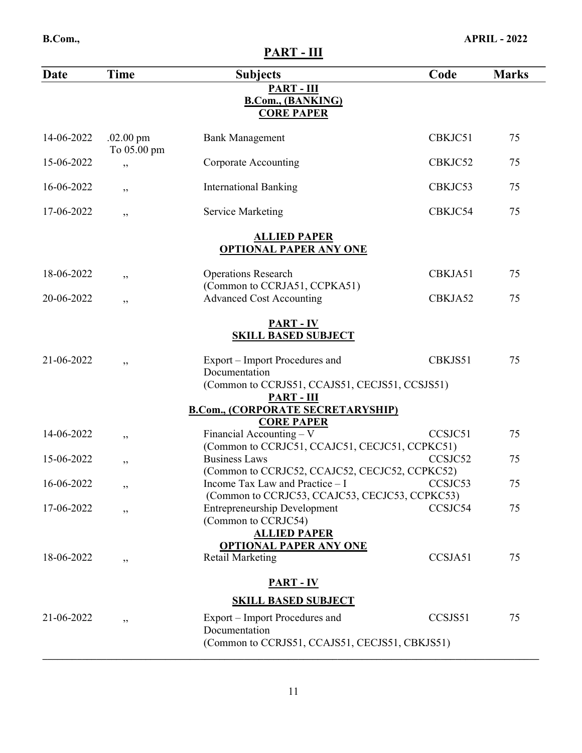B.Com., APRIL - 2022

## PART - III

| Date | Time | Subjects | Code | Marks |
|---|---|---|---|---|
| | | **PART - III** | | |
| | | **B.Com., (BANKING)** | | |
| | | **CORE PAPER** | | |
| 14-06-2022 | .02.00 pm To 05.00 pm | Bank Management | CBKJC51 | 75 |
| 15-06-2022 | ,, | Corporate Accounting | CBKJC52 | 75 |
| 16-06-2022 | ,, | International Banking | CBKJC53 | 75 |
| 17-06-2022 | ,, | Service Marketing | CBKJC54 | 75 |
| | | **ALLIED PAPER** | | |
| | | **OPTIONAL PAPER ANY ONE** | | |
| 18-06-2022 | ,, | Operations Research (Common to CCRJA51, CCPKA51) | CBKJA51 | 75 |
| 20-06-2022 | ,, | Advanced Cost Accounting | CBKJA52 | 75 |
| | | **PART - IV** | | |
| | | **SKILL BASED SUBJECT** | | |
| 21-06-2022 | ,, | Export – Import Procedures and Documentation (Common to CCRJS51, CCAJS51, CECJS51, CCSJS51) | CBKJS51 | 75 |
| | | **PART - III** | | |
| | | **B.Com., (CORPORATE SECRETARYSHIP)** | | |
| | | **CORE PAPER** | | |
| 14-06-2022 | ,, | Financial Accounting – V (Common to CCRJC51, CCAJC51, CECJC51, CCPKC51) | CCSJC51 | 75 |
| 15-06-2022 | ,, | Business Laws (Common to CCRJC52, CCAJC52, CECJC52, CCPKC52) | CCSJC52 | 75 |
| 16-06-2022 | ,, | Income Tax Law and Practice – I (Common to CCRJC53, CCAJC53, CECJC53, CCPKC53) | CCSJC53 | 75 |
| 17-06-2022 | ,, | Entrepreneurship Development (Common to CCRJC54) | CCSJC54 | 75 |
| | | **ALLIED PAPER** | | |
| | | **OPTIONAL PAPER ANY ONE** | | |
| 18-06-2022 | ,, | Retail Marketing | CCSJA51 | 75 |
| | | **PART - IV** | | |
| | | **SKILL BASED SUBJECT** | | |
| 21-06-2022 | ,, | Export – Import Procedures and Documentation (Common to CCRJS51, CCAJS51, CECJS51, CBKJS51) | CCSJS51 | 75 |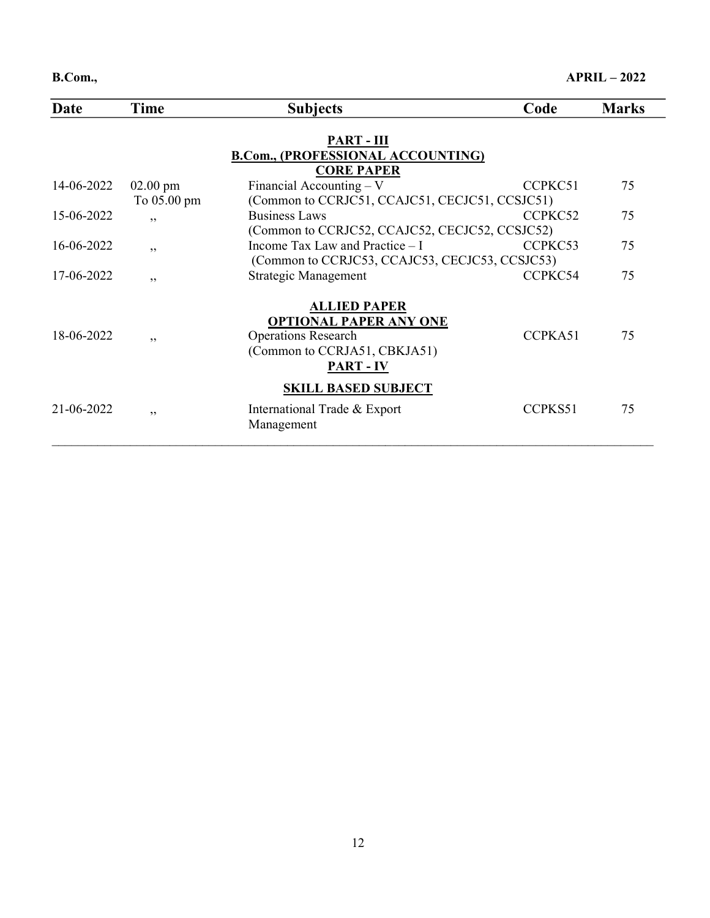**B.Com.,** **APRIL – 2022**

| Date | Time | Subjects | Code | Marks |
|---|---|---|---|---|
| | | **PART - III** | | |
| | | **B.Com., (PROFESSIONAL ACCOUNTING)** | | |
| | | **CORE PAPER** | | |
| 14-06-2022 | 02.00 pm To 05.00 pm | Financial Accounting – V (Common to CCRJC51, CCAJC51, CECJC51, CCSJC51) | CCPKC51 | 75 |
| 15-06-2022 | ,, | Business Laws (Common to CCRJC52, CCAJC52, CECJC52, CCSJC52) | CCPKC52 | 75 |
| 16-06-2022 | ,, | Income Tax Law and Practice – I (Common to CCRJC53, CCAJC53, CECJC53, CCSJC53) | CCPKC53 | 75 |
| 17-06-2022 | ,, | Strategic Management | CCPKC54 | 75 |
| | | **ALLIED PAPER** | | |
| | | **OPTIONAL PAPER ANY ONE** | | |
| 18-06-2022 | ,, | Operations Research (Common to CCRJA51, CBKJA51) | CCPKA51 | 75 |
| | | **PART - IV** | | |
| | | **SKILL BASED SUBJECT** | | |
| 21-06-2022 | ,, | International Trade & Export Management | CCPKS51 | 75 |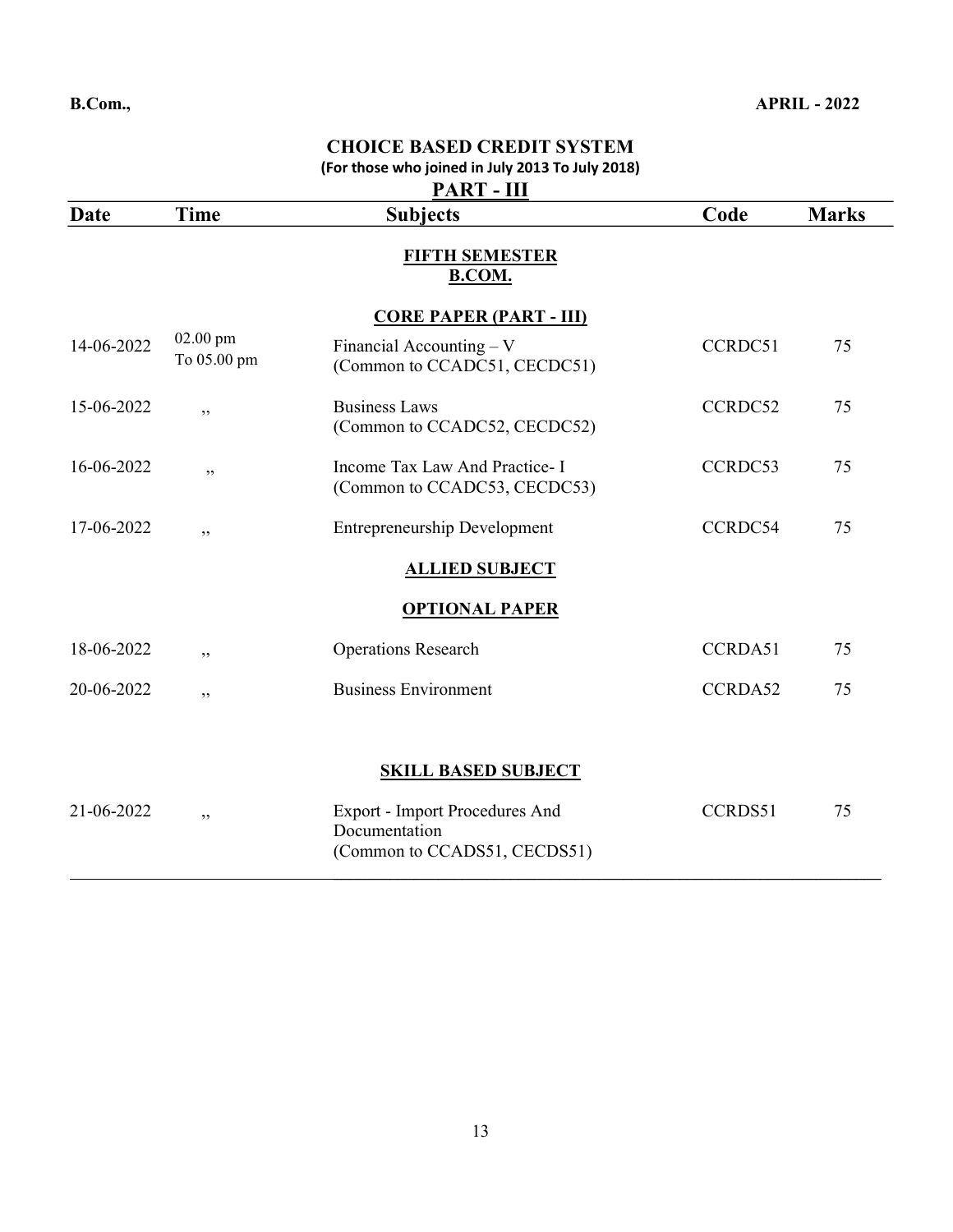**B.Com.,** **APRIL - 2022**

## CHOICE BASED CREDIT SYSTEM

**(For those who joined in July 2013 To July 2018)**

## PART - III

| Date | Time | Subjects | Code | Marks |
|---|---|---|---|---|
| | | **FIFTH SEMESTER B.COM.** | | |
| | | **CORE PAPER (PART - III)** | | |
| 14-06-2022 | 02.00 pm To 05.00 pm | Financial Accounting – V (Common to CCADC51, CECDC51) | CCRDC51 | 75 |
| 15-06-2022 | ,, | Business Laws (Common to CCADC52, CECDC52) | CCRDC52 | 75 |
| 16-06-2022 | ,, | Income Tax Law And Practice- I (Common to CCADC53, CECDC53) | CCRDC53 | 75 |
| 17-06-2022 | ,, | Entrepreneurship Development | CCRDC54 | 75 |
| | | **ALLIED SUBJECT** | | |
| | | **OPTIONAL PAPER** | | |
| 18-06-2022 | ,, | Operations Research | CCRDA51 | 75 |
| 20-06-2022 | ,, | Business Environment | CCRDA52 | 75 |
| | | **SKILL BASED SUBJECT** | | |
| 21-06-2022 | ,, | Export - Import Procedures And Documentation (Common to CCADS51, CECDS51) | CCRDS51 | 75 |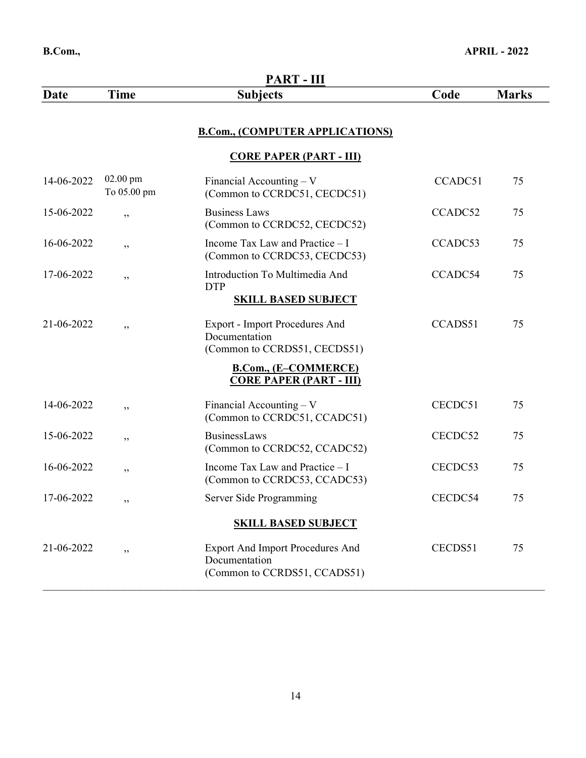**B.Com.,** **APRIL - 2022**

## PART - III

| Date | Time | Subjects | Code | Marks |
|---|---|---|---|---|
| | | **B.Com., (COMPUTER APPLICATIONS)** | | |
| | | **CORE PAPER (PART - III)** | | |
| 14-06-2022 | 02.00 pm To 05.00 pm | Financial Accounting – V (Common to CCRDC51, CECDC51) | CCADC51 | 75 |
| 15-06-2022 | ,, | Business Laws (Common to CCRDC52, CECDC52) | CCADC52 | 75 |
| 16-06-2022 | ,, | Income Tax Law and Practice – I (Common to CCRDC53, CECDC53) | CCADC53 | 75 |
| 17-06-2022 | ,, | Introduction To Multimedia And DTP | CCADC54 | 75 |
| | | **SKILL BASED SUBJECT** | | |
| 21-06-2022 | ,, | Export - Import Procedures And Documentation (Common to CCRDS51, CECDS51) | CCADS51 | 75 |
| | | **B.Com., (E–COMMERCE)** | | |
| | | **CORE PAPER (PART - III)** | | |
| 14-06-2022 | ,, | Financial Accounting – V (Common to CCRDC51, CCADC51) | CECDC51 | 75 |
| 15-06-2022 | ,, | BusinessLaws (Common to CCRDC52, CCADC52) | CECDC52 | 75 |
| 16-06-2022 | ,, | Income Tax Law and Practice – I (Common to CCRDC53, CCADC53) | CECDC53 | 75 |
| 17-06-2022 | ,, | Server Side Programming | CECDC54 | 75 |
| | | **SKILL BASED SUBJECT** | | |
| 21-06-2022 | ,, | Export And Import Procedures And Documentation (Common to CCRDS51, CCADS51) | CECDS51 | 75 |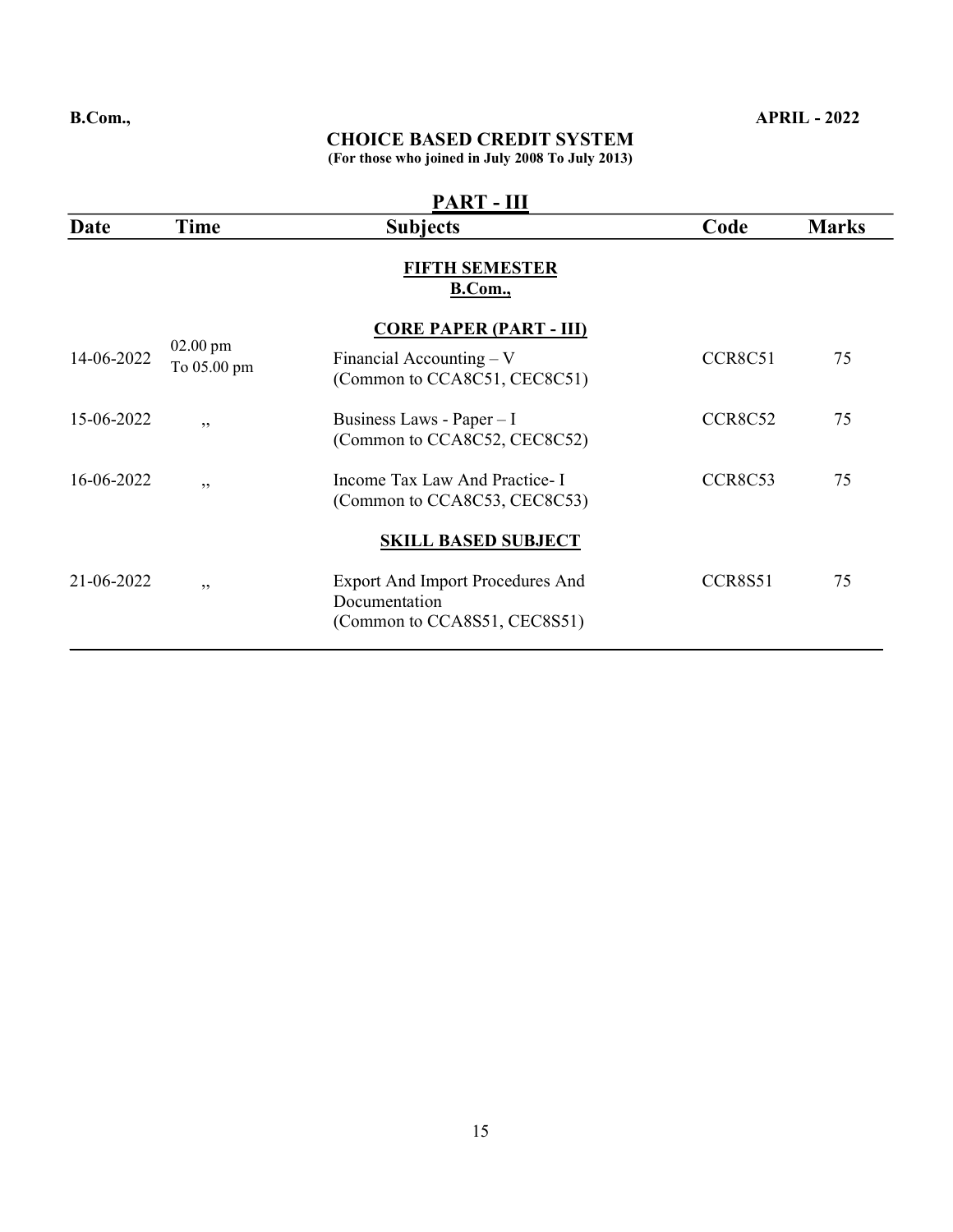**B.Com.,** **APRIL - 2022**

## CHOICE BASED CREDIT SYSTEM

**(For those who joined in July 2008 To July 2013)**

## PART - III

| Date | Time | Subjects | Code | Marks |
|---|---|---|---|---|
| | | **FIFTH SEMESTER** **B.Com.,** | | |
| | | **CORE PAPER (PART - III)** | | |
| 14-06-2022 | 02.00 pm To 05.00 pm | Financial Accounting – V (Common to CCA8C51, CEC8C51) | CCR8C51 | 75 |
| 15-06-2022 | ,, | Business Laws - Paper – I (Common to CCA8C52, CEC8C52) | CCR8C52 | 75 |
| 16-06-2022 | ,, | Income Tax Law And Practice- I (Common to CCA8C53, CEC8C53) | CCR8C53 | 75 |
| | | **SKILL BASED SUBJECT** | | |
| 21-06-2022 | ,, | Export And Import Procedures And Documentation (Common to CCA8S51, CEC8S51) | CCR8S51 | 75 |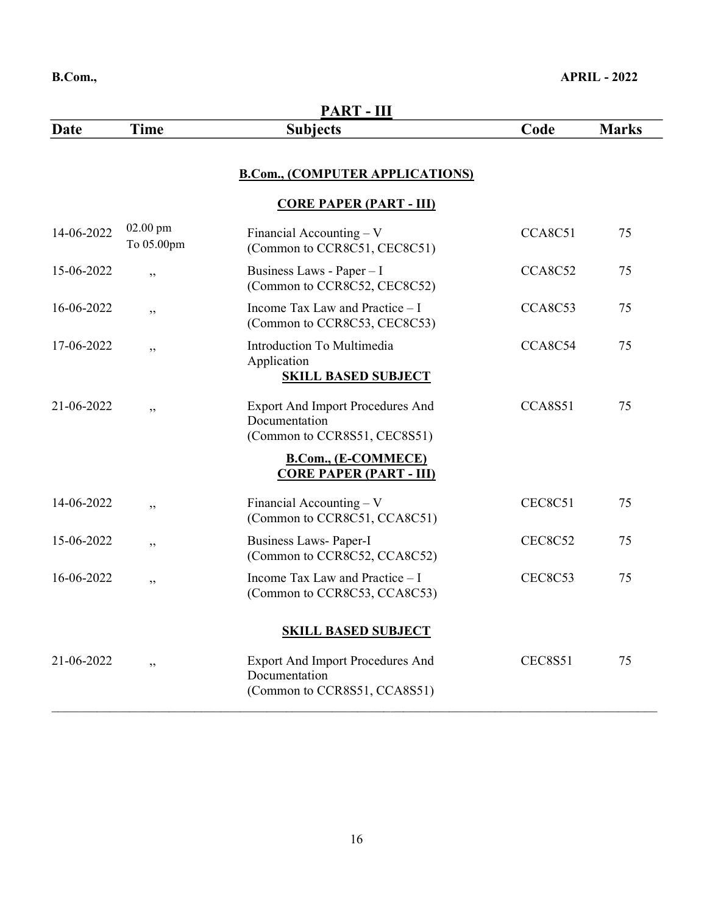B.Com., APRIL - 2022

## PART - III

| Date | Time | Subjects | Code | Marks |
|---|---|---|---|---|
| | | **B.Com., (COMPUTER APPLICATIONS)** | | |
| | | **CORE PAPER (PART - III)** | | |
| 14-06-2022 | 02.00 pm To 05.00pm | Financial Accounting – V (Common to CCR8C51, CEC8C51) | CCA8C51 | 75 |
| 15-06-2022 | ,, | Business Laws - Paper – I (Common to CCR8C52, CEC8C52) | CCA8C52 | 75 |
| 16-06-2022 | ,, | Income Tax Law and Practice – I (Common to CCR8C53, CEC8C53) | CCA8C53 | 75 |
| 17-06-2022 | ,, | Introduction To Multimedia Application | CCA8C54 | 75 |
| | | **SKILL BASED SUBJECT** | | |
| 21-06-2022 | ,, | Export And Import Procedures And Documentation (Common to CCR8S51, CEC8S51) | CCA8S51 | 75 |
| | | **B.Com., (E-COMMECE)** | | |
| | | **CORE PAPER (PART - III)** | | |
| 14-06-2022 | ,, | Financial Accounting – V (Common to CCR8C51, CCA8C51) | CEC8C51 | 75 |
| 15-06-2022 | ,, | Business Laws- Paper-I (Common to CCR8C52, CCA8C52) | CEC8C52 | 75 |
| 16-06-2022 | ,, | Income Tax Law and Practice – I (Common to CCR8C53, CCA8C53) | CEC8C53 | 75 |
| | | **SKILL BASED SUBJECT** | | |
| 21-06-2022 | ,, | Export And Import Procedures And Documentation (Common to CCR8S51, CCA8S51) | CEC8S51 | 75 |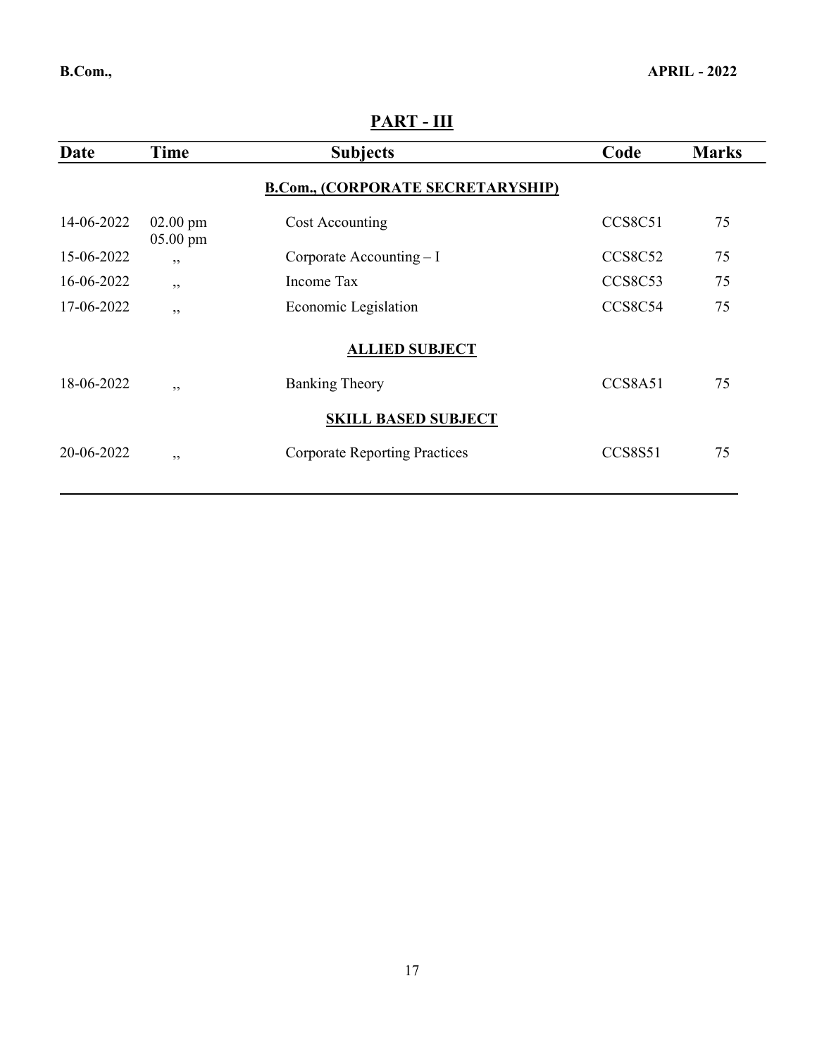B.Com.,

APRIL - 2022

## PART - III

| Date | Time | Subjects | Code | Marks |
|---|---|---|---|---|
| | | **B.Com., (CORPORATE SECRETARYSHIP)** | | |
| 14-06-2022 | 02.00 pm 05.00 pm | Cost Accounting | CCS8C51 | 75 |
| 15-06-2022 | ,, | Corporate Accounting – I | CCS8C52 | 75 |
| 16-06-2022 | ,, | Income Tax | CCS8C53 | 75 |
| 17-06-2022 | ,, | Economic Legislation | CCS8C54 | 75 |
| | | **ALLIED SUBJECT** | | |
| 18-06-2022 | ,, | Banking Theory | CCS8A51 | 75 |
| | | **SKILL BASED SUBJECT** | | |
| 20-06-2022 | ,, | Corporate Reporting Practices | CCS8S51 | 75 |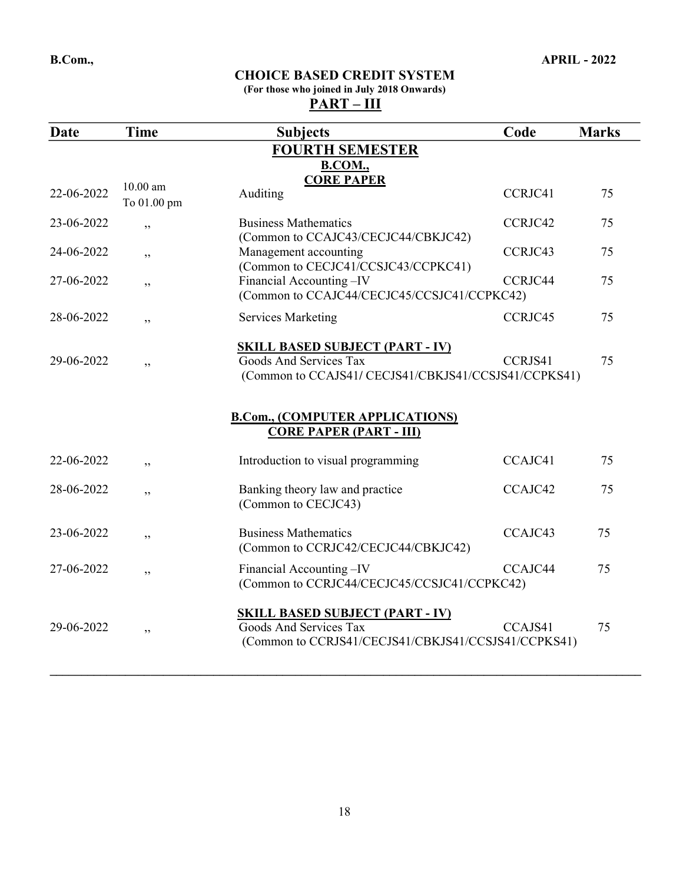**B.Com.,** **APRIL - 2022**

## CHOICE BASED CREDIT SYSTEM

**(For those who joined in July 2018 Onwards)**

## PART – III

| Date | Time | Subjects | Code | Marks |
|---|---|---|---|---|
| | | **FOURTH SEMESTER** | | |
| | | **B.COM.,** | | |
| | | **CORE PAPER** | | |
| 22-06-2022 | 10.00 am To 01.00 pm | Auditing | CCRJC41 | 75 |
| 23-06-2022 | ,, | Business Mathematics (Common to CCAJC43/CECJC44/CBKJC42) | CCRJC42 | 75 |
| 24-06-2022 | ,, | Management accounting (Common to CECJC41/CCSJC43/CCPKC41) | CCRJC43 | 75 |
| 27-06-2022 | ,, | Financial Accounting –IV (Common to CCAJC44/CECJC45/CCSJC41/CCPKC42) | CCRJC44 | 75 |
| 28-06-2022 | ,, | Services Marketing | CCRJC45 | 75 |
| | | **SKILL BASED SUBJECT (PART - IV)** | | |
| 29-06-2022 | ,, | Goods And Services Tax (Common to CCAJS41/ CECJS41/CBKJS41/CCSJS41/CCPKS41) | CCRJS41 | 75 |
| | | **B.Com., (COMPUTER APPLICATIONS)** | | |
| | | **CORE PAPER (PART - III)** | | |
| 22-06-2022 | ,, | Introduction to visual programming | CCAJC41 | 75 |
| 28-06-2022 | ,, | Banking theory law and practice (Common to CECJC43) | CCAJC42 | 75 |
| 23-06-2022 | ,, | Business Mathematics (Common to CCRJC42/CECJC44/CBKJC42) | CCAJC43 | 75 |
| 27-06-2022 | ,, | Financial Accounting –IV (Common to CCRJC44/CECJC45/CCSJC41/CCPKC42) | CCAJC44 | 75 |
| | | **SKILL BASED SUBJECT (PART - IV)** | | |
| 29-06-2022 | ,, | Goods And Services Tax (Common to CCRJS41/CECJS41/CBKJS41/CCSJS41/CCPKS41) | CCAJS41 | 75 |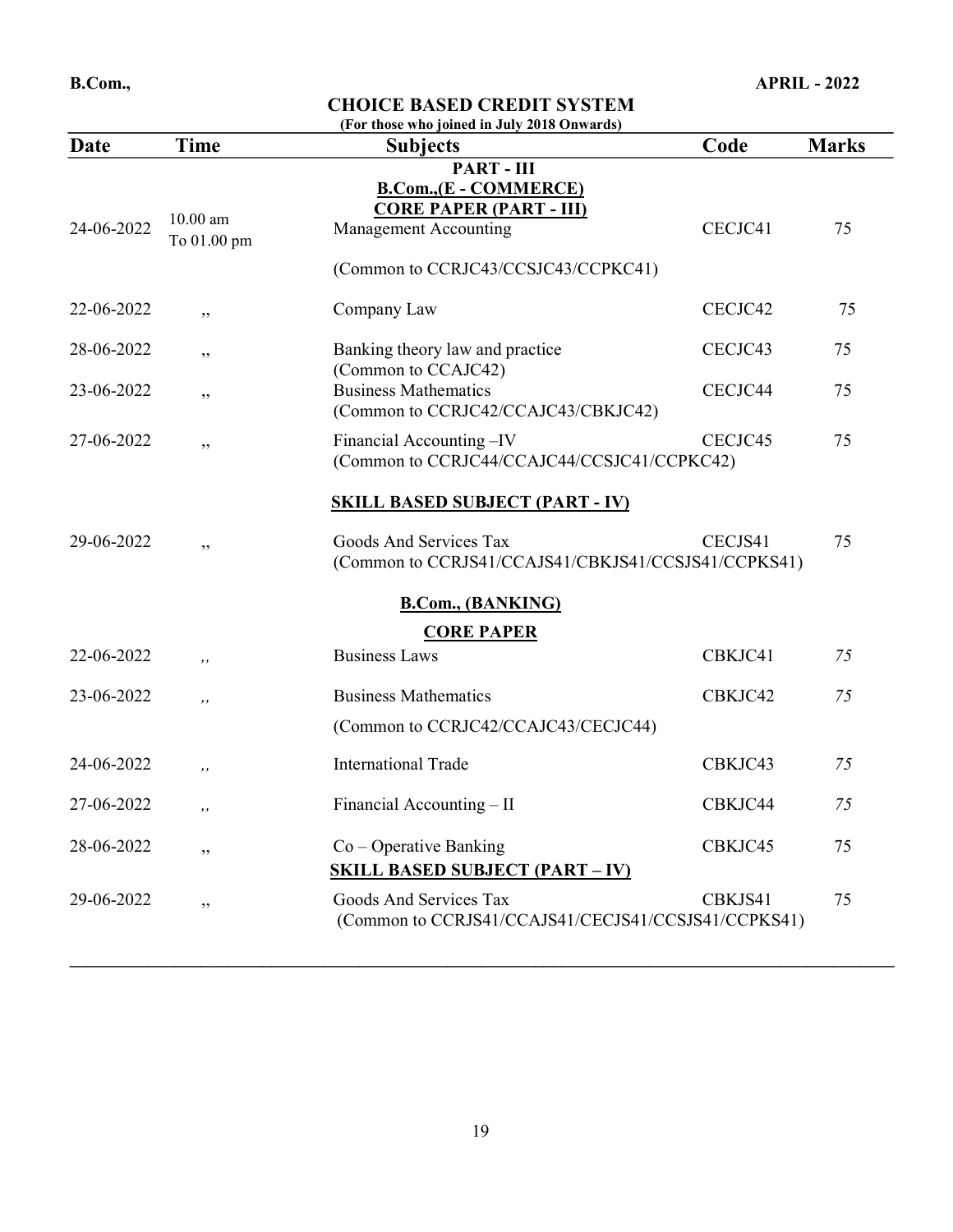**B.Com.,** **APRIL - 2022**

## CHOICE BASED CREDIT SYSTEM

**(For those who joined in July 2018 Onwards)**

| Date | Time | Subjects | Code | Marks |
|---|---|---|---|---|
| | | **PART - III** | | |
| | | **B.Com.,(E - COMMERCE)** | | |
| | | **CORE PAPER (PART - III)** | | |
| 24-06-2022 | 10.00 am To 01.00 pm | Management Accounting (Common to CCRJC43/CCSJC43/CCPKC41) | CECJC41 | 75 |
| 22-06-2022 | ,, | Company Law | CECJC42 | 75 |
| 28-06-2022 | ,, | Banking theory law and practice (Common to CCAJC42) | CECJC43 | 75 |
| 23-06-2022 | ,, | Business Mathematics (Common to CCRJC42/CCAJC43/CBKJC42) | CECJC44 | 75 |
| 27-06-2022 | ,, | Financial Accounting –IV (Common to CCRJC44/CCAJC44/CCSJC41/CCPKC42) | CECJC45 | 75 |
| | | **SKILL BASED SUBJECT (PART - IV)** | | |
| 29-06-2022 | ,, | Goods And Services Tax (Common to CCRJS41/CCAJS41/CBKJS41/CCSJS41/CCPKS41) | CECJS41 | 75 |
| | | **B.Com., (BANKING)** | | |
| | | **CORE PAPER** | | |
| 22-06-2022 | ,, | Business Laws | CBKJC41 | 75 |
| 23-06-2022 | ,, | Business Mathematics (Common to CCRJC42/CCAJC43/CECJC44) | CBKJC42 | 75 |
| 24-06-2022 | ,, | International Trade | CBKJC43 | 75 |
| 27-06-2022 | ,, | Financial Accounting – II | CBKJC44 | 75 |
| 28-06-2022 | ,, | Co – Operative Banking | CBKJC45 | 75 |
| | | **SKILL BASED SUBJECT (PART – IV)** | | |
| 29-06-2022 | ,, | Goods And Services Tax (Common to CCRJS41/CCAJS41/CECJS41/CCSJS41/CCPKS41) | CBKJS41 | 75 |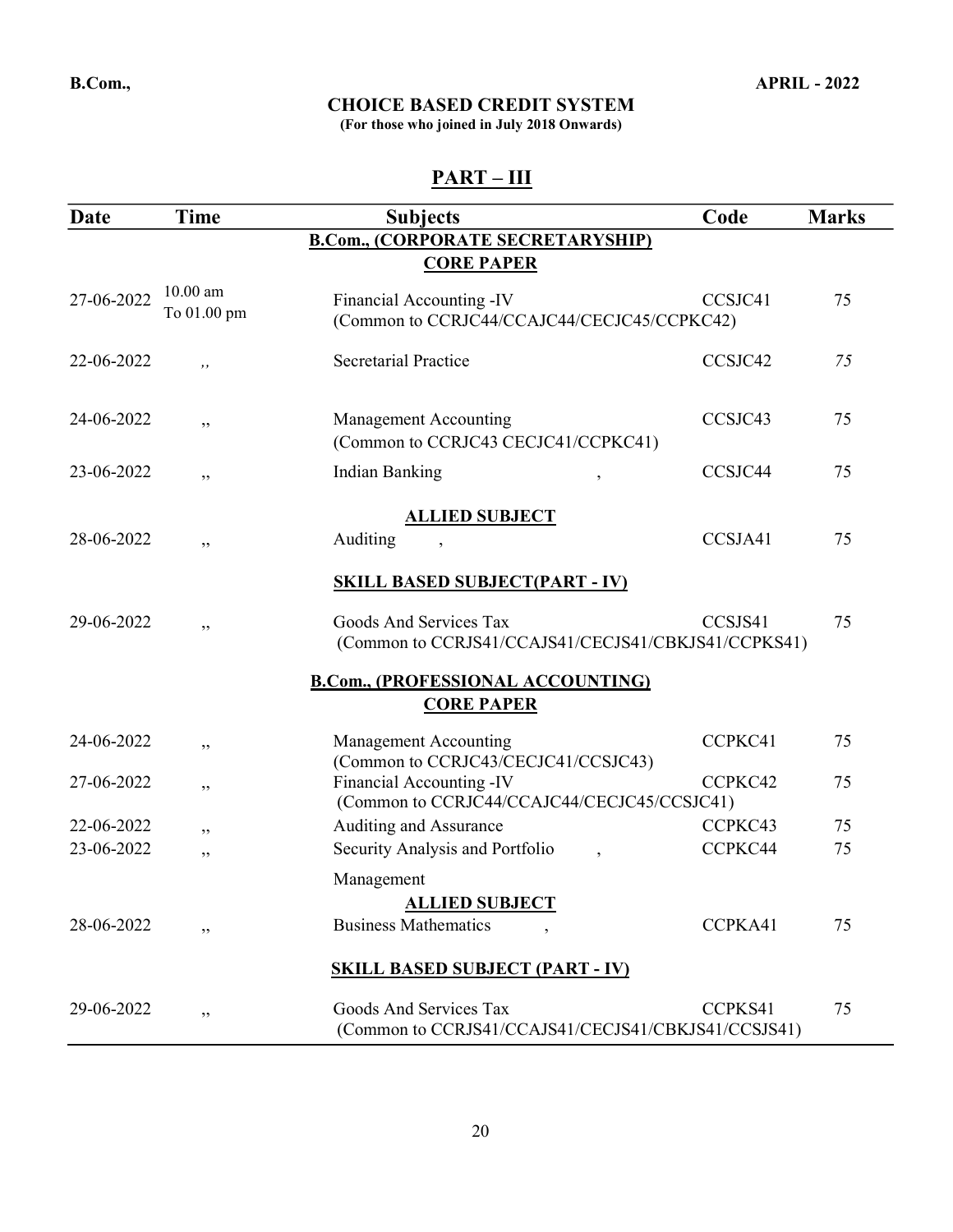**B.Com.,** **APRIL - 2022**

## CHOICE BASED CREDIT SYSTEM

**(For those who joined in July 2018 Onwards)**

## PART – III

| Date | Time | Subjects | Code | Marks |
|---|---|---|---|---|
| | | **B.Com., (CORPORATE SECRETARYSHIP)** | | |
| | | **CORE PAPER** | | |
| 27-06-2022 | 10.00 am To 01.00 pm | Financial Accounting -IV (Common to CCRJC44/CCAJC44/CECJC45/CCPKC42) | CCSJC41 | 75 |
| 22-06-2022 | ,, | Secretarial Practice | CCSJC42 | 75 |
| 24-06-2022 | ,, | Management Accounting (Common to CCRJC43 CECJC41/CCPKC41) | CCSJC43 | 75 |
| 23-06-2022 | ,, | Indian Banking , | CCSJC44 | 75 |
| | | **ALLIED SUBJECT** | | |
| 28-06-2022 | ,, | Auditing , | CCSJA41 | 75 |
| | | **SKILL BASED SUBJECT(PART - IV)** | | |
| 29-06-2022 | ,, | Goods And Services Tax (Common to CCRJS41/CCAJS41/CECJS41/CBKJS41/CCPKS41) | CCSJS41 | 75 |
| | | **B.Com., (PROFESSIONAL ACCOUNTING)** | | |
| | | **CORE PAPER** | | |
| 24-06-2022 | ,, | Management Accounting (Common to CCRJC43/CECJC41/CCSJC43) | CCPKC41 | 75 |
| 27-06-2022 | ,, | Financial Accounting -IV (Common to CCRJC44/CCAJC44/CECJC45/CCSJC41) | CCPKC42 | 75 |
| 22-06-2022 | ,, | Auditing and Assurance | CCPKC43 | 75 |
| 23-06-2022 | ,, | Security Analysis and Portfolio , Management | CCPKC44 | 75 |
| | | **ALLIED SUBJECT** | | |
| 28-06-2022 | ,, | Business Mathematics , | CCPKA41 | 75 |
| | | **SKILL BASED SUBJECT (PART - IV)** | | |
| 29-06-2022 | ,, | Goods And Services Tax (Common to CCRJS41/CCAJS41/CECJS41/CBKJS41/CCSJS41) | CCPKS41 | 75 |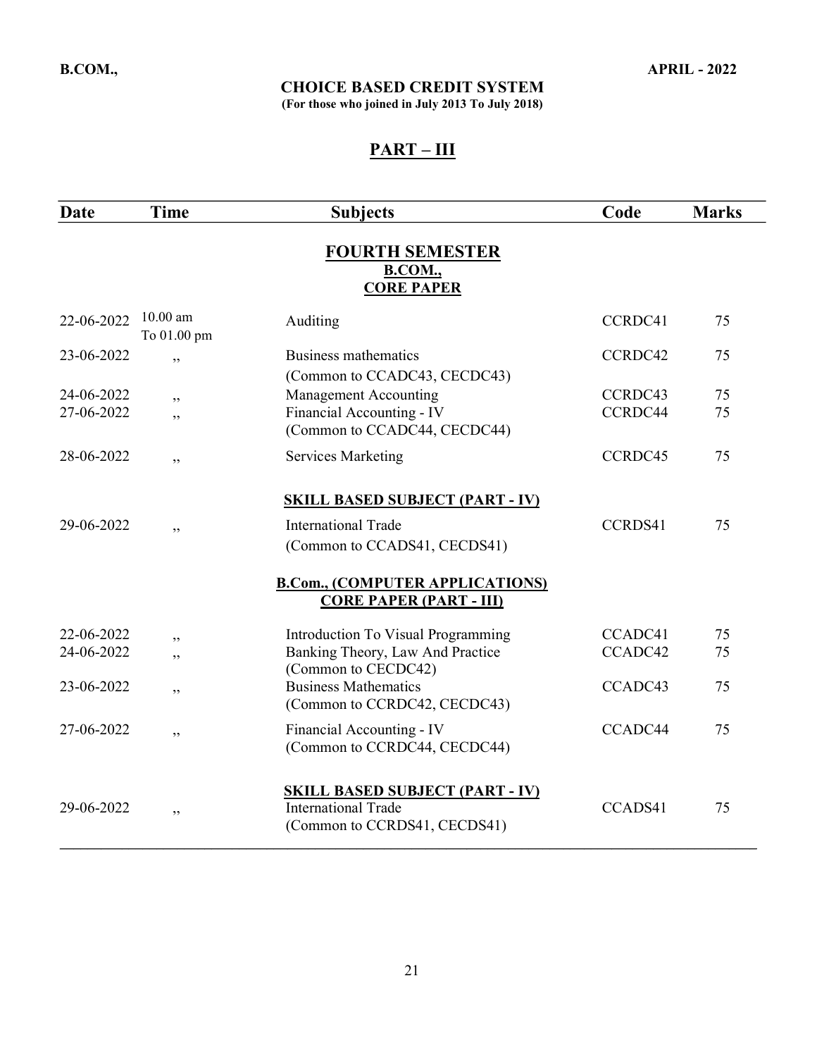**B.COM.,** **APRIL - 2022**

**CHOICE BASED CREDIT SYSTEM**

**(For those who joined in July 2013 To July 2018)**

## PART – III

| Date | Time | Subjects | Code | Marks |
|---|---|---|---|---|
| | | **FOURTH SEMESTER** | | |
| | | **B.COM.,** | | |
| | | **CORE PAPER** | | |
| 22-06-2022 | 10.00 am To 01.00 pm | Auditing | CCRDC41 | 75 |
| 23-06-2022 | ,, | Business mathematics (Common to CCADC43, CECDC43) | CCRDC42 | 75 |
| 24-06-2022 | ,, | Management Accounting | CCRDC43 | 75 |
| 27-06-2022 | ,, | Financial Accounting - IV (Common to CCADC44, CECDC44) | CCRDC44 | 75 |
| 28-06-2022 | ,, | Services Marketing | CCRDC45 | 75 |
| | | **SKILL BASED SUBJECT (PART - IV)** | | |
| 29-06-2022 | ,, | International Trade (Common to CCADS41, CECDS41) | CCRDS41 | 75 |
| | | **B.Com., (COMPUTER APPLICATIONS)** | | |
| | | **CORE PAPER (PART - III)** | | |
| 22-06-2022 | ,, | Introduction To Visual Programming | CCADC41 | 75 |
| 24-06-2022 | ,, | Banking Theory, Law And Practice (Common to CECDC42) | CCADC42 | 75 |
| 23-06-2022 | ,, | Business Mathematics (Common to CCRDC42, CECDC43) | CCADC43 | 75 |
| 27-06-2022 | ,, | Financial Accounting - IV (Common to CCRDC44, CECDC44) | CCADC44 | 75 |
| | | **SKILL BASED SUBJECT (PART - IV)** | | |
| 29-06-2022 | ,, | International Trade (Common to CCRDS41, CECDS41) | CCADS41 | 75 |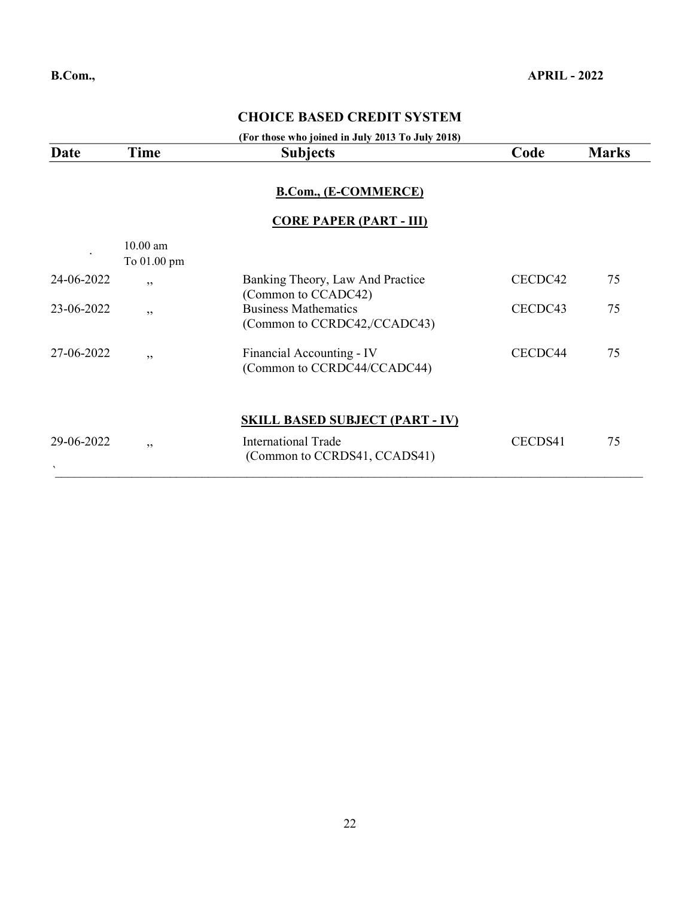**B.Com.,** **APRIL - 2022**

## CHOICE BASED CREDIT SYSTEM

**(For those who joined in July 2013 To July 2018)**

| Date | Time | Subjects | Code | Marks |
|---|---|---|---|---|
| | | **B.Com., (E-COMMERCE)** | | |
| | | **CORE PAPER (PART - III)** | | |
| . | 10.00 am To 01.00 pm | | | |
| 24-06-2022 | ,, | Banking Theory, Law And Practice (Common to CCADC42) | CECDC42 | 75 |
| 23-06-2022 | ,, | Business Mathematics (Common to CCRDC42,/CCADC43) | CECDC43 | 75 |
| 27-06-2022 | ,, | Financial Accounting - IV (Common to CCRDC44/CCADC44) | CECDC44 | 75 |
| | | **SKILL BASED SUBJECT (PART - IV)** | | |
| 29-06-2022 | ,, | International Trade (Common to CCRDS41, CCADS41) | CECDS41 | 75 |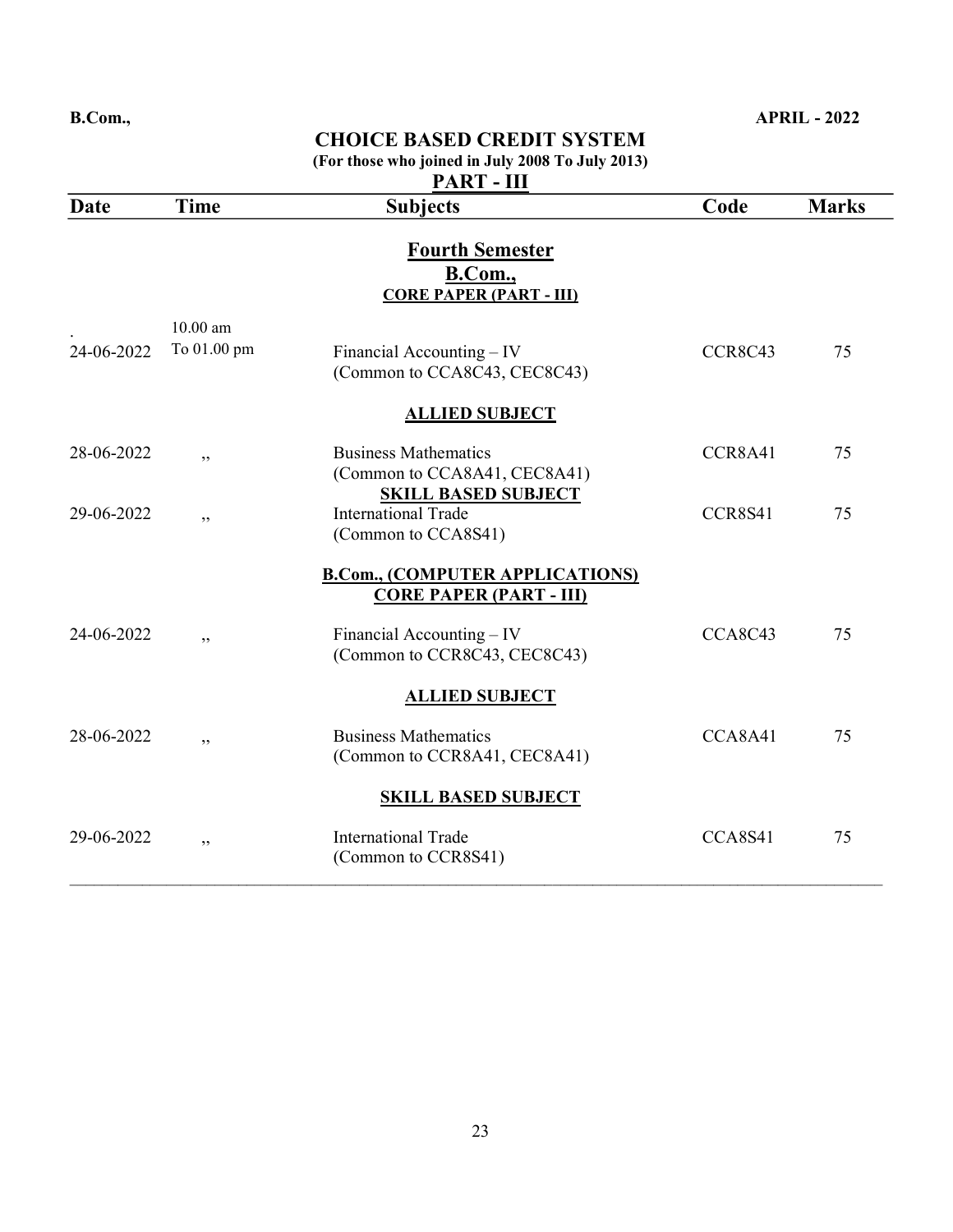**B.Com.,** **APRIL - 2022**

## CHOICE BASED CREDIT SYSTEM

**(For those who joined in July 2008 To July 2013)**

**PART - III**

| Date | Time | Subjects | Code | Marks |
|---|---|---|---|---|
| | | **Fourth Semester** | | |
| | | **B.Com.,** | | |
| | | **CORE PAPER (PART - III)** | | |
| 24-06-2022 | 10.00 am To 01.00 pm | Financial Accounting – IV (Common to CCA8C43, CEC8C43) | CCR8C43 | 75 |
| | | **ALLIED SUBJECT** | | |
| 28-06-2022 | ,, | Business Mathematics (Common to CCA8A41, CEC8A41) | CCR8A41 | 75 |
| | | **SKILL BASED SUBJECT** | | |
| 29-06-2022 | ,, | International Trade (Common to CCA8S41) | CCR8S41 | 75 |
| | | **B.Com., (COMPUTER APPLICATIONS)** | | |
| | | **CORE PAPER (PART - III)** | | |
| 24-06-2022 | ,, | Financial Accounting – IV (Common to CCR8C43, CEC8C43) | CCA8C43 | 75 |
| | | **ALLIED SUBJECT** | | |
| 28-06-2022 | ,, | Business Mathematics (Common to CCR8A41, CEC8A41) | CCA8A41 | 75 |
| | | **SKILL BASED SUBJECT** | | |
| 29-06-2022 | ,, | International Trade (Common to CCR8S41) | CCA8S41 | 75 |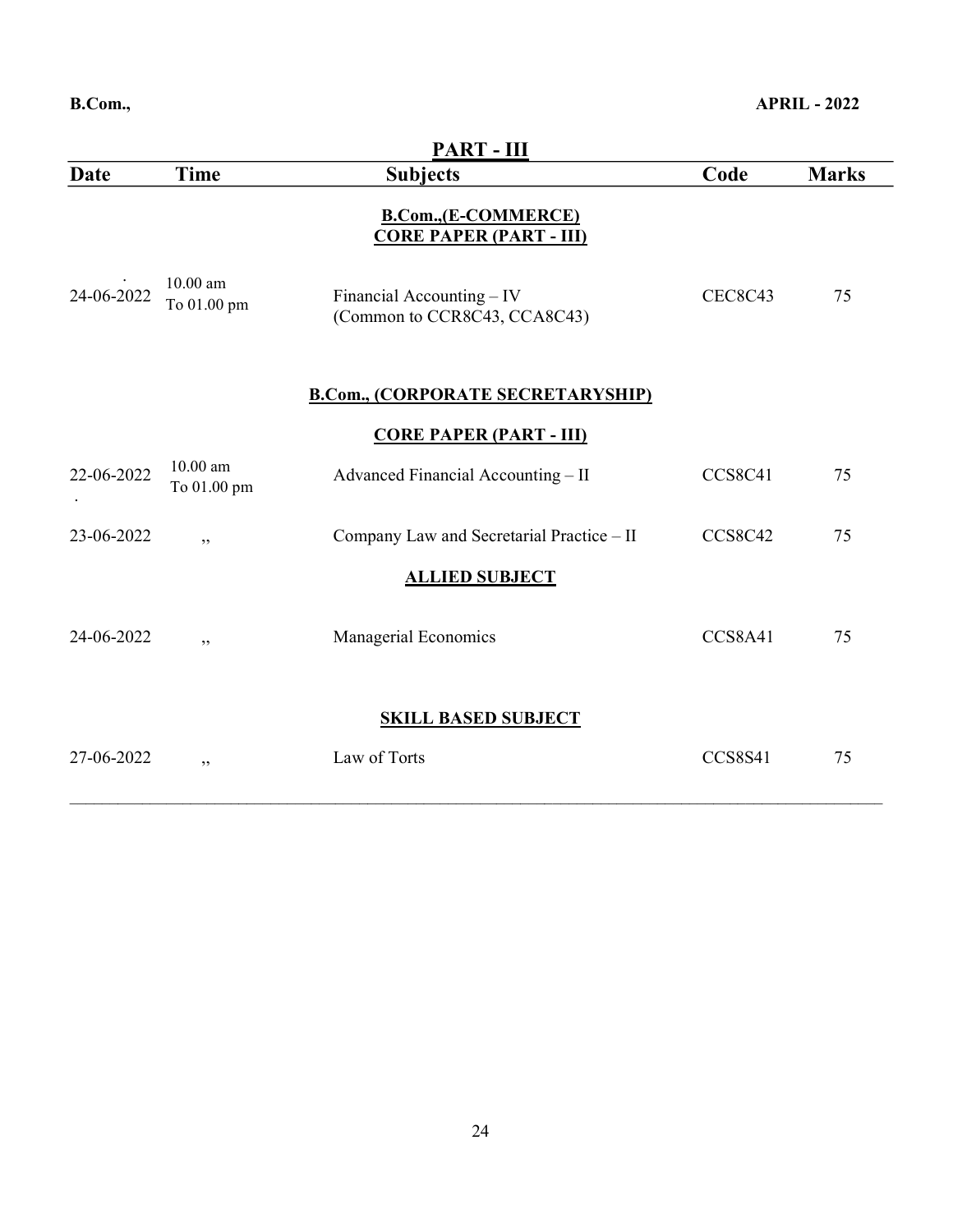**B.Com.,** **APRIL - 2022**

## PART - III

| Date | Time | Subjects | Code | Marks |
|---|---|---|---|---|
| | | **B.Com.,(E-COMMERCE)** **CORE PAPER (PART - III)** | | |
| 24-06-2022 | 10.00 am To 01.00 pm | Financial Accounting – IV (Common to CCR8C43, CCA8C43) | CEC8C43 | 75 |
| | | **B.Com., (CORPORATE SECRETARYSHIP)** | | |
| | | **CORE PAPER (PART - III)** | | |
| 22-06-2022 | 10.00 am To 01.00 pm | Advanced Financial Accounting – II | CCS8C41 | 75 |
| 23-06-2022 | ,, | Company Law and Secretarial Practice – II | CCS8C42 | 75 |
| | | **ALLIED SUBJECT** | | |
| 24-06-2022 | ,, | Managerial Economics | CCS8A41 | 75 |
| | | **SKILL BASED SUBJECT** | | |
| 27-06-2022 | ,, | Law of Torts | CCS8S41 | 75 |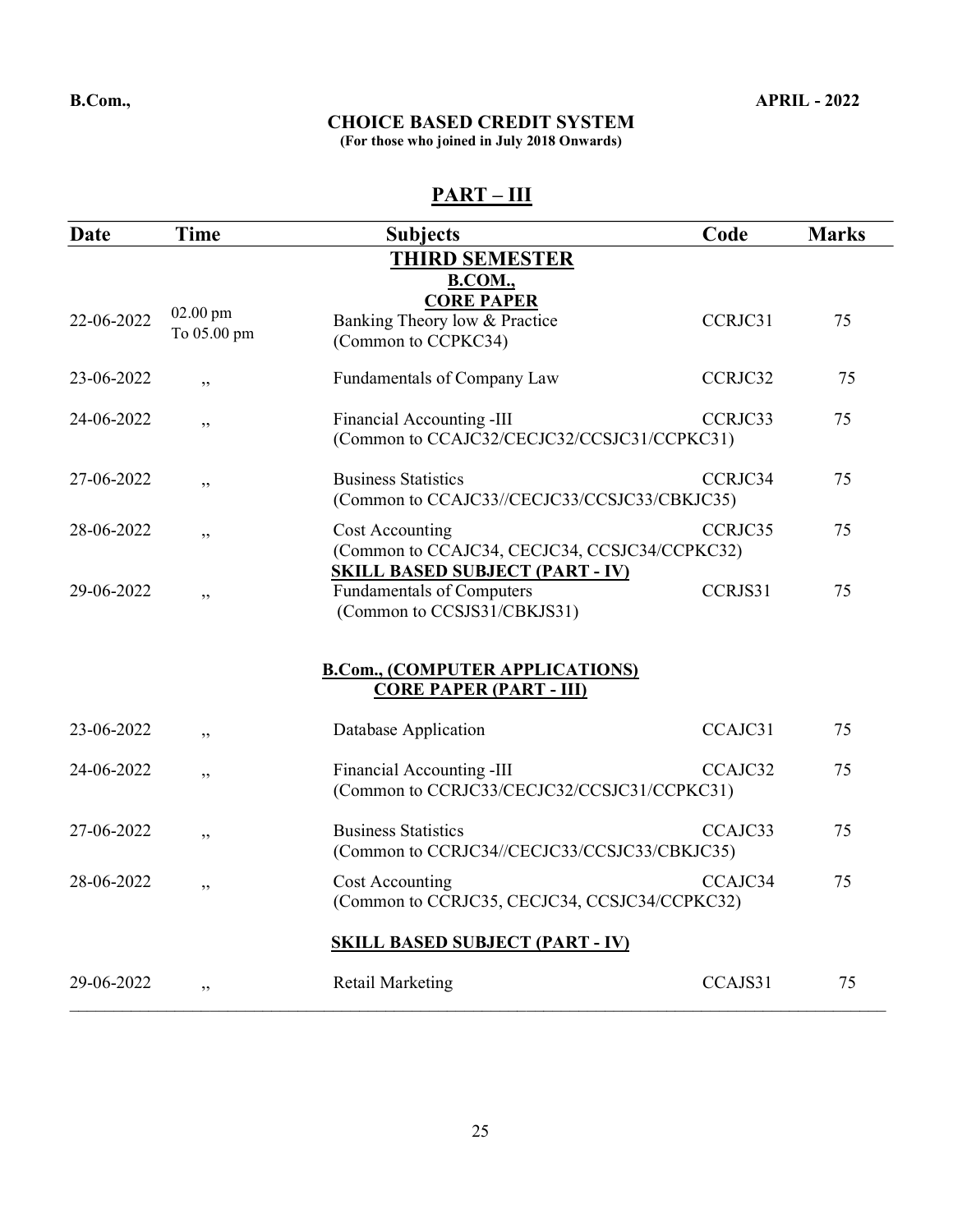**B.Com.,** **APRIL - 2022**

**CHOICE BASED CREDIT SYSTEM**
**(For those who joined in July 2018 Onwards)**

## PART – III

| Date | Time | Subjects | Code | Marks |
|---|---|---|---|---|
| | | **THIRD SEMESTER** | | |
| | | **B.COM.,** | | |
| | | **CORE PAPER** | | |
| 22-06-2022 | 02.00 pm To 05.00 pm | Banking Theory low & Practice (Common to CCPKC34) | CCRJC31 | 75 |
| 23-06-2022 | ,, | Fundamentals of Company Law | CCRJC32 | 75 |
| 24-06-2022 | ,, | Financial Accounting -III (Common to CCAJC32/CECJC32/CCSJC31/CCPKC31) | CCRJC33 | 75 |
| 27-06-2022 | ,, | Business Statistics (Common to CCAJC33//CECJC33/CCSJC33/CBKJC35) | CCRJC34 | 75 |
| 28-06-2022 | ,, | Cost Accounting (Common to CCAJC34, CECJC34, CCSJC34/CCPKC32) | CCRJC35 | 75 |
| | | **SKILL BASED SUBJECT (PART - IV)** | | |
| 29-06-2022 | ,, | Fundamentals of Computers (Common to CCSJS31/CBKJS31) | CCRJS31 | 75 |
| | | **B.Com., (COMPUTER APPLICATIONS)** | | |
| | | **CORE PAPER (PART - III)** | | |
| 23-06-2022 | ,, | Database Application | CCAJC31 | 75 |
| 24-06-2022 | ,, | Financial Accounting -III (Common to CCRJC33/CECJC32/CCSJC31/CCPKC31) | CCAJC32 | 75 |
| 27-06-2022 | ,, | Business Statistics (Common to CCRJC34//CECJC33/CCSJC33/CBKJC35) | CCAJC33 | 75 |
| 28-06-2022 | ,, | Cost Accounting (Common to CCRJC35, CECJC34, CCSJC34/CCPKC32) | CCAJC34 | 75 |
| | | **SKILL BASED SUBJECT (PART - IV)** | | |
| 29-06-2022 | ,, | Retail Marketing | CCAJS31 | 75 |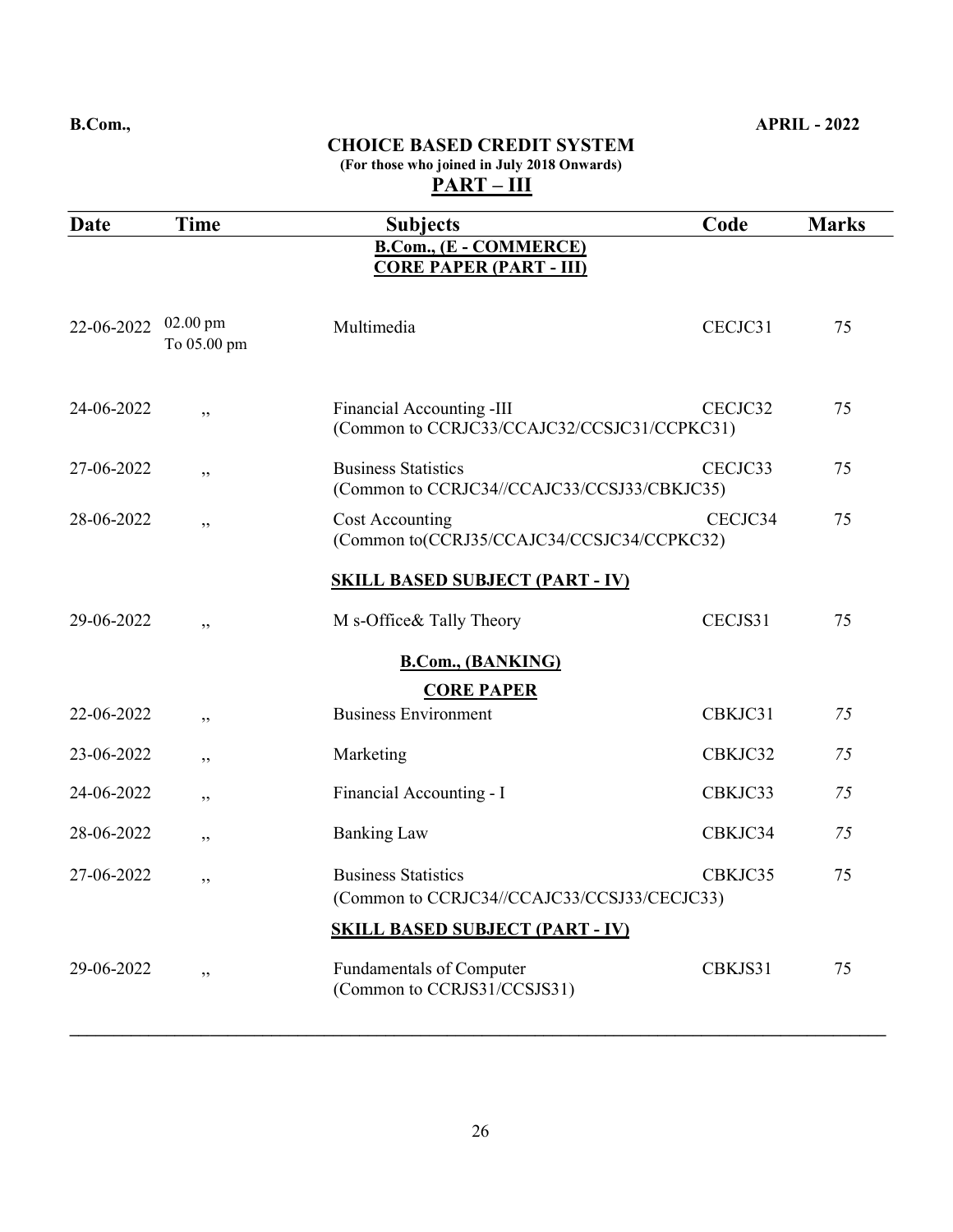**B.Com.,** **APRIL - 2022**

## CHOICE BASED CREDIT SYSTEM

**(For those who joined in July 2018 Onwards)**

## PART – III

| Date | Time | Subjects | Code | Marks |
|---|---|---|---|---|
| | | **B.Com., (E - COMMERCE)** | | |
| | | **CORE PAPER (PART - III)** | | |
| 22-06-2022 | 02.00 pm To 05.00 pm | Multimedia | CECJC31 | 75 |
| 24-06-2022 | ,, | Financial Accounting -III (Common to CCRJC33/CCAJC32/CCSJC31/CCPKC31) | CECJC32 | 75 |
| 27-06-2022 | ,, | Business Statistics (Common to CCRJC34//CCAJC33/CCSJ33/CBKJC35) | CECJC33 | 75 |
| 28-06-2022 | ,, | Cost Accounting (Common to(CCRJ35/CCAJC34/CCSJC34/CCPKC32) | CECJC34 | 75 |
| | | **SKILL BASED SUBJECT (PART - IV)** | | |
| 29-06-2022 | ,, | M s-Office& Tally Theory | CECJS31 | 75 |
| | | **B.Com., (BANKING)** | | |
| | | **CORE PAPER** | | |
| 22-06-2022 | ,, | Business Environment | CBKJC31 | 75 |
| 23-06-2022 | ,, | Marketing | CBKJC32 | 75 |
| 24-06-2022 | ,, | Financial Accounting - I | CBKJC33 | 75 |
| 28-06-2022 | ,, | Banking Law | CBKJC34 | 75 |
| 27-06-2022 | ,, | Business Statistics (Common to CCRJC34//CCAJC33/CCSJ33/CECJC33) | CBKJC35 | 75 |
| | | **SKILL BASED SUBJECT (PART - IV)** | | |
| 29-06-2022 | ,, | Fundamentals of Computer (Common to CCRJS31/CCSJS31) | CBKJS31 | 75 |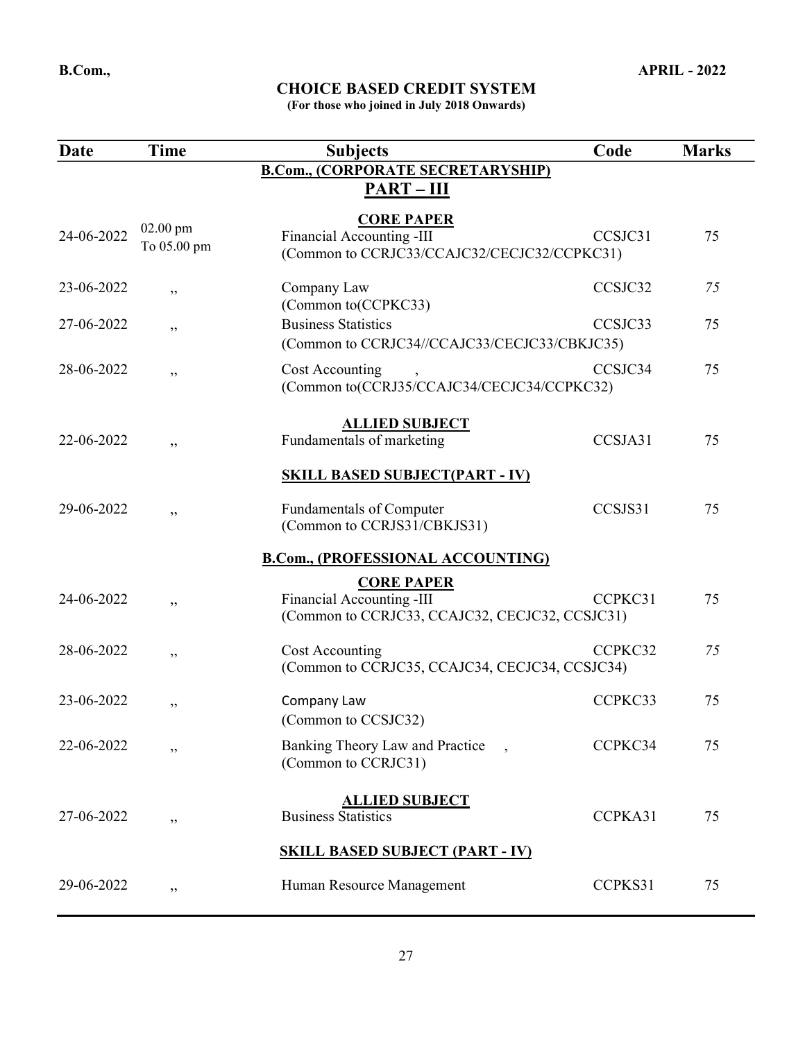**B.Com.,** **APRIL - 2022**

## CHOICE BASED CREDIT SYSTEM

**(For those who joined in July 2018 Onwards)**

| Date | Time | Subjects | Code | Marks |
|---|---|---|---|---|
| | | **B.Com., (CORPORATE SECRETARYSHIP)** | | |
| | | **PART – III** | | |
| | | **CORE PAPER** | | |
| 24-06-2022 | 02.00 pm To 05.00 pm | Financial Accounting -III (Common to CCRJC33/CCAJC32/CECJC32/CCPKC31) | CCSJC31 | 75 |
| 23-06-2022 | ,, | Company Law (Common to(CCPKC33) | CCSJC32 | 75 |
| 27-06-2022 | ,, | Business Statistics (Common to CCRJC34//CCAJC33/CECJC33/CBKJC35) | CCSJC33 | 75 |
| 28-06-2022 | ,, | Cost Accounting , (Common to(CCRJ35/CCAJC34/CECJC34/CCPKC32) | CCSJC34 | 75 |
| | | **ALLIED SUBJECT** | | |
| 22-06-2022 | ,, | Fundamentals of marketing | CCSJA31 | 75 |
| | | **SKILL BASED SUBJECT(PART - IV)** | | |
| 29-06-2022 | ,, | Fundamentals of Computer (Common to CCRJS31/CBKJS31) | CCSJS31 | 75 |
| | | **B.Com., (PROFESSIONAL ACCOUNTING)** | | |
| | | **CORE PAPER** | | |
| 24-06-2022 | ,, | Financial Accounting -III (Common to CCRJC33, CCAJC32, CECJC32, CCSJC31) | CCPKC31 | 75 |
| 28-06-2022 | ,, | Cost Accounting (Common to CCRJC35, CCAJC34, CECJC34, CCSJC34) | CCPKC32 | 75 |
| 23-06-2022 | ,, | Company Law (Common to CCSJC32) | CCPKC33 | 75 |
| 22-06-2022 | ,, | Banking Theory Law and Practice , (Common to CCRJC31) | CCPKC34 | 75 |
| | | **ALLIED SUBJECT** | | |
| 27-06-2022 | ,, | Business Statistics | CCPKA31 | 75 |
| | | **SKILL BASED SUBJECT (PART - IV)** | | |
| 29-06-2022 | ,, | Human Resource Management | CCPKS31 | 75 |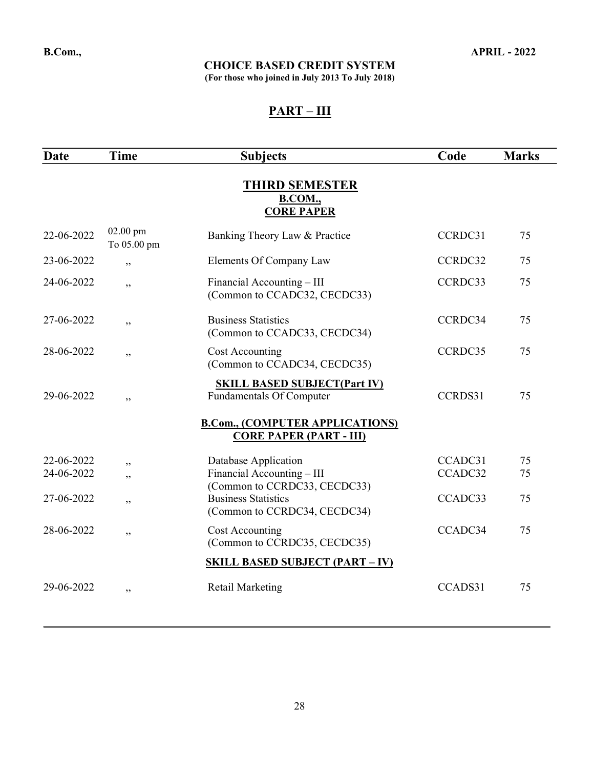**B.Com.,** **APRIL - 2022**

**CHOICE BASED CREDIT SYSTEM**
**(For those who joined in July 2013 To July 2018)**

## PART – III

| Date | Time | Subjects | Code | Marks |
|---|---|---|---|---|
| | | **THIRD SEMESTER** | | |
| | | **B.COM.,** | | |
| | | **CORE PAPER** | | |
| 22-06-2022 | 02.00 pm To 05.00 pm | Banking Theory Law & Practice | CCRDC31 | 75 |
| 23-06-2022 | ,, | Elements Of Company Law | CCRDC32 | 75 |
| 24-06-2022 | ,, | Financial Accounting – III (Common to CCADC32, CECDC33) | CCRDC33 | 75 |
| 27-06-2022 | ,, | Business Statistics (Common to CCADC33, CECDC34) | CCRDC34 | 75 |
| 28-06-2022 | ,, | Cost Accounting (Common to CCADC34, CECDC35) | CCRDC35 | 75 |
| | | **SKILL BASED SUBJECT(Part IV)** | | |
| 29-06-2022 | ,, | Fundamentals Of Computer | CCRDS31 | 75 |
| | | **B.Com., (COMPUTER APPLICATIONS)** | | |
| | | **CORE PAPER (PART - III)** | | |
| 22-06-2022 | ,, | Database Application | CCADC31 | 75 |
| 24-06-2022 | ,, | Financial Accounting – III (Common to CCRDC33, CECDC33) | CCADC32 | 75 |
| 27-06-2022 | ,, | Business Statistics (Common to CCRDC34, CECDC34) | CCADC33 | 75 |
| 28-06-2022 | ,, | Cost Accounting (Common to CCRDC35, CECDC35) | CCADC34 | 75 |
| | | **SKILL BASED SUBJECT (PART – IV)** | | |
| 29-06-2022 | ,, | Retail Marketing | CCADS31 | 75 |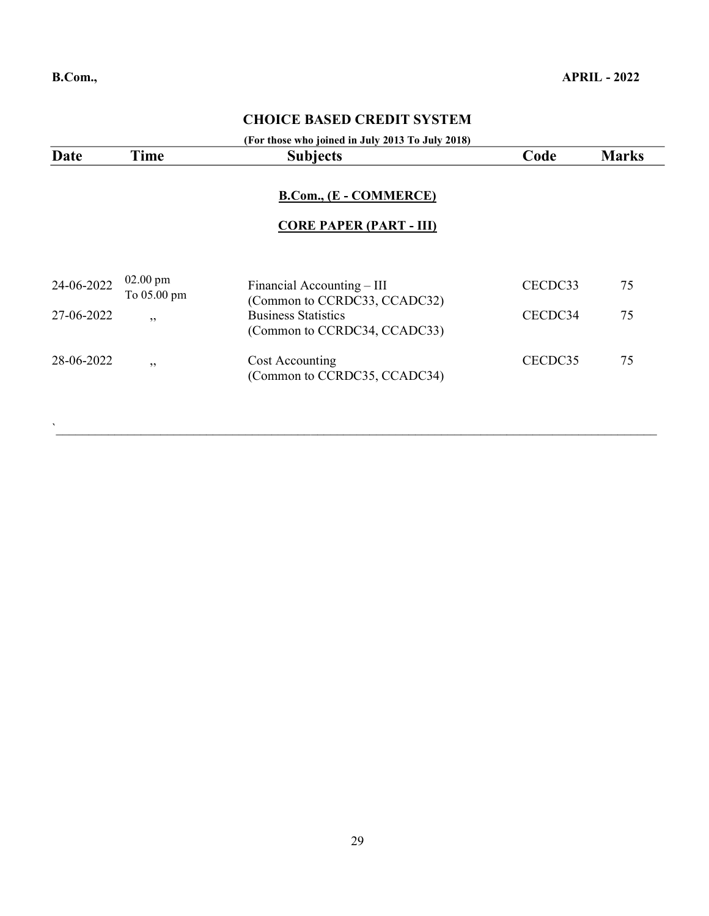**B.Com.,** **APRIL - 2022**

## CHOICE BASED CREDIT SYSTEM

**(For those who joined in July 2013 To July 2018)**

| Date | Time | Subjects | Code | Marks |
|---|---|---|---|---|
| | | **B.Com., (E - COMMERCE)** | | |
| | | **CORE PAPER (PART - III)** | | |
| 24-06-2022 | 02.00 pm To 05.00 pm | Financial Accounting – III (Common to CCRDC33, CCADC32) | CECDC33 | 75 |
| 27-06-2022 | ,, | Business Statistics (Common to CCRDC34, CCADC33) | CECDC34 | 75 |
| 28-06-2022 | ,, | Cost Accounting (Common to CCRDC35, CCADC34) | CECDC35 | 75 |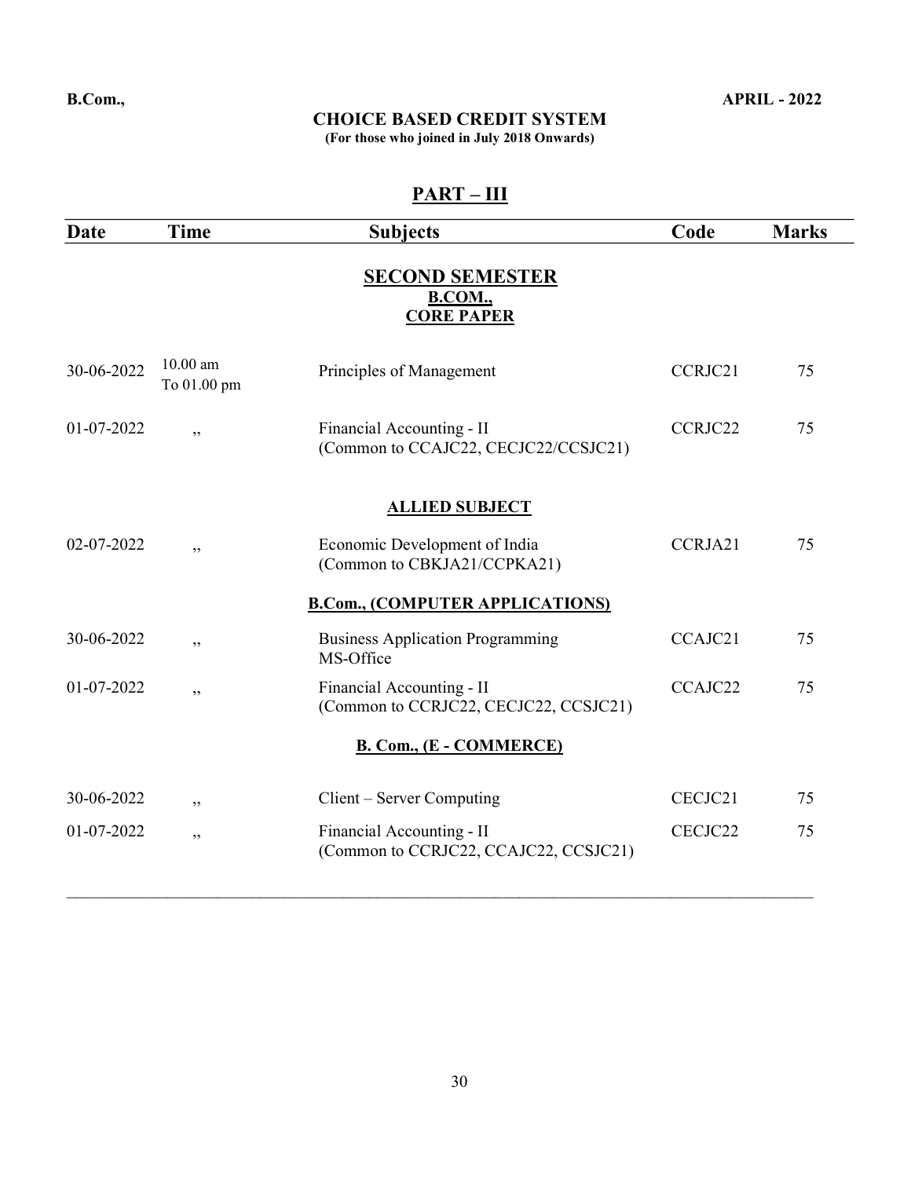**B.Com.,** **APRIL - 2022**

## CHOICE BASED CREDIT SYSTEM

**(For those who joined in July 2018 Onwards)**

## PART – III

| Date | Time | Subjects | Code | Marks |
|---|---|---|---|---|
| | | **SECOND SEMESTER** **B.COM.,** **CORE PAPER** | | |
| 30-06-2022 | 10.00 am To 01.00 pm | Principles of Management | CCRJC21 | 75 |
| 01-07-2022 | ,, | Financial Accounting - II (Common to CCAJC22, CECJC22/CCSJC21) | CCRJC22 | 75 |
| | | **ALLIED SUBJECT** | | |
| 02-07-2022 | ,, | Economic Development of India (Common to CBKJA21/CCPKA21) | CCRJA21 | 75 |
| | | **B.Com., (COMPUTER APPLICATIONS)** | | |
| 30-06-2022 | ,, | Business Application Programming MS-Office | CCAJC21 | 75 |
| 01-07-2022 | ,, | Financial Accounting - II (Common to CCRJC22, CECJC22, CCSJC21) | CCAJC22 | 75 |
| | | **B. Com., (E - COMMERCE)** | | |
| 30-06-2022 | ,, | Client – Server Computing | CECJC21 | 75 |
| 01-07-2022 | ,, | Financial Accounting - II (Common to CCRJC22, CCAJC22, CCSJC21) | CECJC22 | 75 |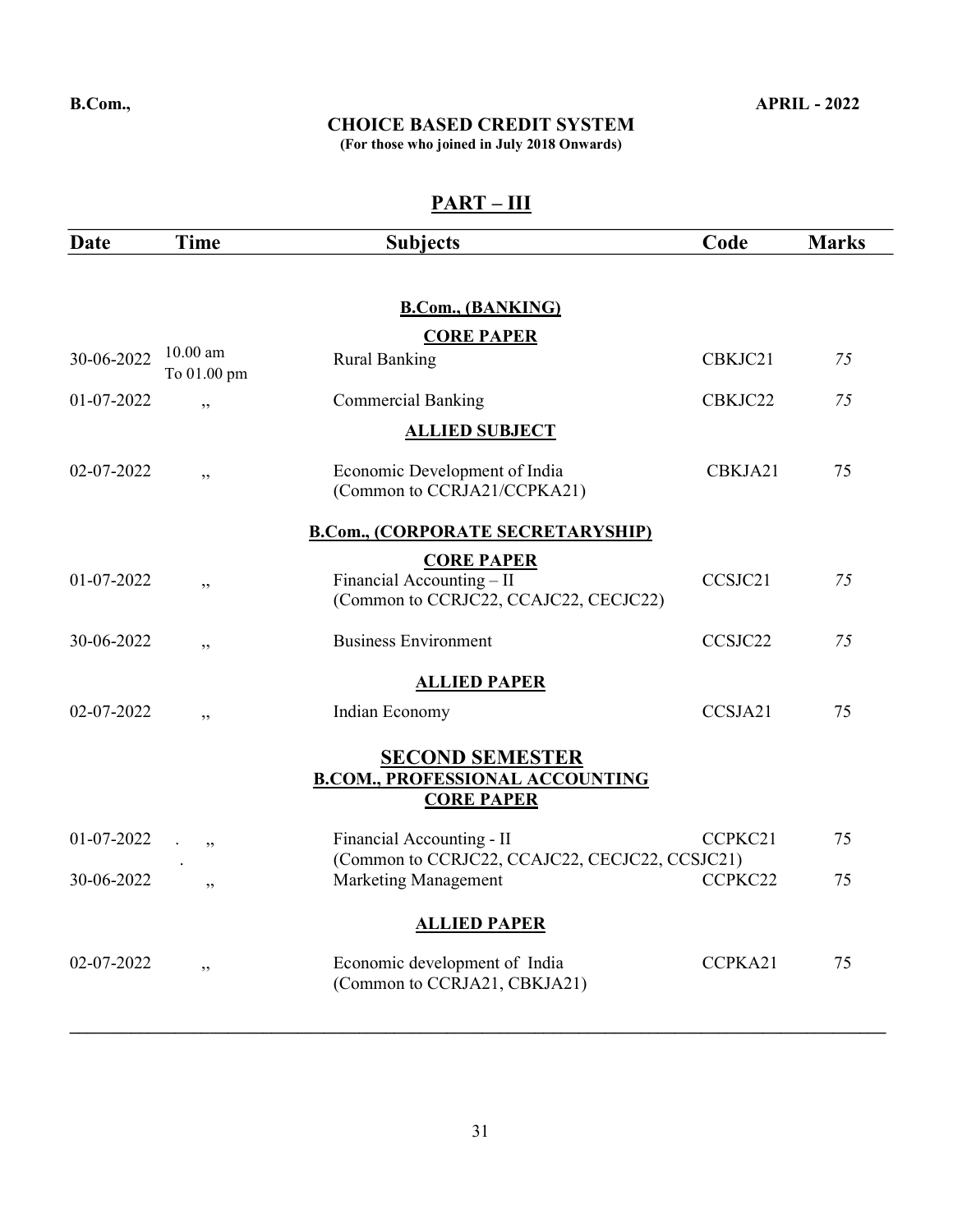**B.Com.,** **APRIL - 2022**

**CHOICE BASED CREDIT SYSTEM**

**(For those who joined in July 2018 Onwards)**

## PART – III

| Date | Time | Subjects | Code | Marks |
|---|---|---|---|---|
| | | **B.Com., (BANKING)** | | |
| | | **CORE PAPER** | | |
| 30-06-2022 | 10.00 am To 01.00 pm | Rural Banking | CBKJC21 | *75* |
| 01-07-2022 | ,, | Commercial Banking | CBKJC22 | *75* |
| | | **ALLIED SUBJECT** | | |
| 02-07-2022 | ,, | Economic Development of India (Common to CCRJA21/CCPKA21) | CBKJA21 | 75 |
| | | **B.Com., (CORPORATE SECRETARYSHIP)** | | |
| | | **CORE PAPER** | | |
| 01-07-2022 | ,, | Financial Accounting – II (Common to CCRJC22, CCAJC22, CECJC22) | CCSJC21 | *75* |
| 30-06-2022 | ,, | Business Environment | CCSJC22 | *75* |
| | | **ALLIED PAPER** | | |
| 02-07-2022 | ,, | Indian Economy | CCSJA21 | 75 |
| | | **SECOND SEMESTER** | | |
| | | **B.COM., PROFESSIONAL ACCOUNTING** | | |
| | | **CORE PAPER** | | |
| 01-07-2022 | ,, | Financial Accounting - II (Common to CCRJC22, CCAJC22, CECJC22, CCSJC21) | CCPKC21 | 75 |
| 30-06-2022 | ,, | Marketing Management | CCPKC22 | 75 |
| | | **ALLIED PAPER** | | |
| 02-07-2022 | ,, | Economic development of India (Common to CCRJA21, CBKJA21) | CCPKA21 | 75 |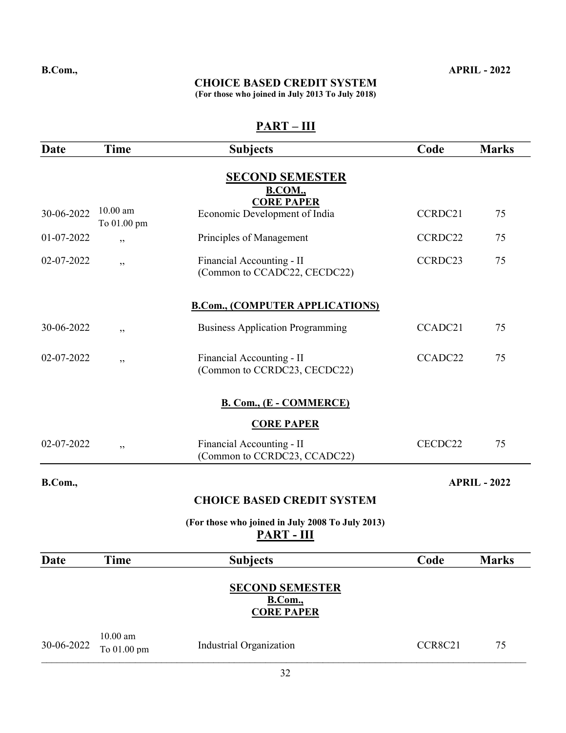**B.Com.,** **APRIL - 2022**

## CHOICE BASED CREDIT SYSTEM

**(For those who joined in July 2013 To July 2018)**

## PART – III

| Date | Time | Subjects | Code | Marks |
|---|---|---|---|---|
| | | **SECOND SEMESTER** | | |
| | | **B.COM.,** | | |
| | | **CORE PAPER** | | |
| 30-06-2022 | 10.00 am To 01.00 pm | Economic Development of India | CCRDC21 | 75 |
| 01-07-2022 | ,, | Principles of Management | CCRDC22 | 75 |
| 02-07-2022 | ,, | Financial Accounting - II (Common to CCADC22, CECDC22) | CCRDC23 | 75 |
| | | **B.Com., (COMPUTER APPLICATIONS)** | | |
| 30-06-2022 | ,, | Business Application Programming | CCADC21 | 75 |
| 02-07-2022 | ,, | Financial Accounting - II (Common to CCRDC23, CECDC22) | CCADC22 | 75 |
| | | **B. Com., (E - COMMERCE)** | | |
| | | **CORE PAPER** | | |
| 02-07-2022 | ,, | Financial Accounting - II (Common to CCRDC23, CCADC22) | CECDC22 | 75 |

**B.Com.,** **APRIL - 2022**

## CHOICE BASED CREDIT SYSTEM

**(For those who joined in July 2008 To July 2013)**

## PART - III

| Date | Time | Subjects | Code | Marks |
|---|---|---|---|---|
| | | **SECOND SEMESTER** | | |
| | | **B.Com.,** | | |
| | | **CORE PAPER** | | |
| 30-06-2022 | 10.00 am To 01.00 pm | Industrial Organization | CCR8C21 | 75 |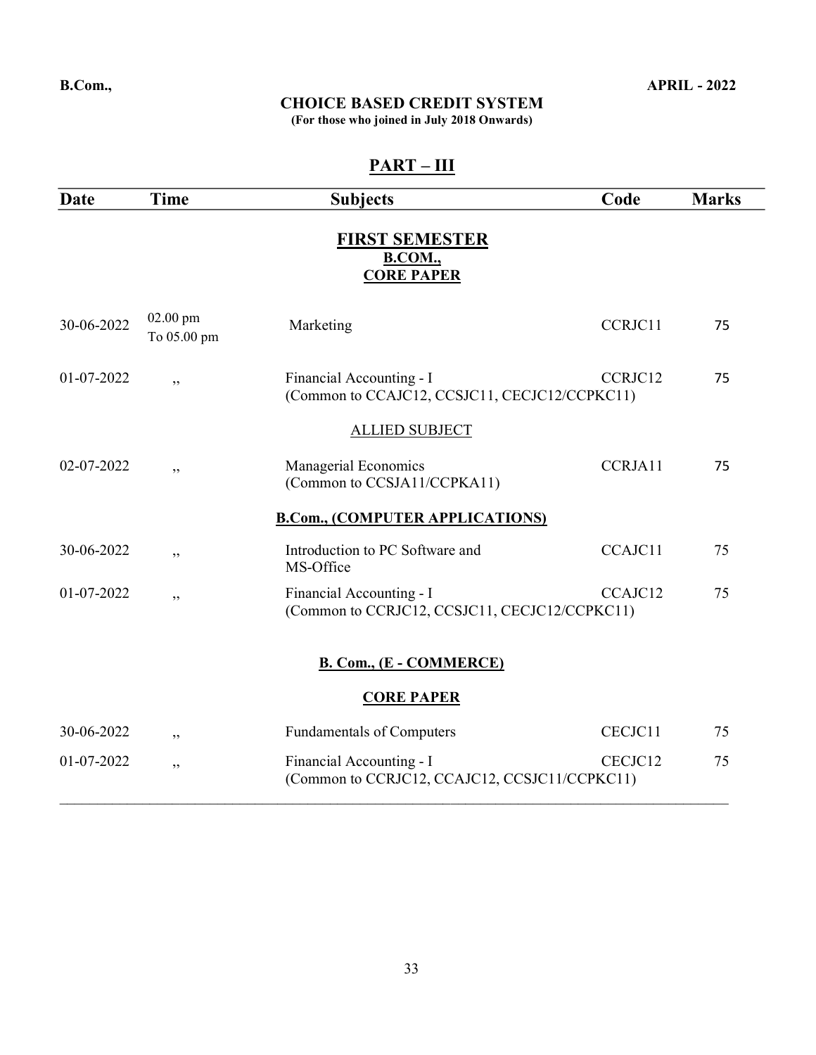**B.Com.,** **APRIL - 2022**

**CHOICE BASED CREDIT SYSTEM**
**(For those who joined in July 2018 Onwards)**

## PART – III

| Date | Time | Subjects | Code | Marks |
|---|---|---|---|---|
| | | **FIRST SEMESTER** | | |
| | | **B.COM.,** | | |
| | | **CORE PAPER** | | |
| 30-06-2022 | 02.00 pm To 05.00 pm | Marketing | CCRJC11 | 75 |
| 01-07-2022 | ,, | Financial Accounting - I (Common to CCAJC12, CCSJC11, CECJC12/CCPKC11) | CCRJC12 | 75 |
| | | ALLIED SUBJECT | | |
| 02-07-2022 | ,, | Managerial Economics (Common to CCSJA11/CCPKA11) | CCRJA11 | 75 |
| | | **B.Com., (COMPUTER APPLICATIONS)** | | |
| 30-06-2022 | ,, | Introduction to PC Software and MS-Office | CCAJC11 | 75 |
| 01-07-2022 | ,, | Financial Accounting - I (Common to CCRJC12, CCSJC11, CECJC12/CCPKC11) | CCAJC12 | 75 |
| | | **B. Com., (E - COMMERCE)** | | |
| | | **CORE PAPER** | | |
| 30-06-2022 | ,, | Fundamentals of Computers | CECJC11 | 75 |
| 01-07-2022 | ,, | Financial Accounting - I (Common to CCRJC12, CCAJC12, CCSJC11/CCPKC11) | CECJC12 | 75 |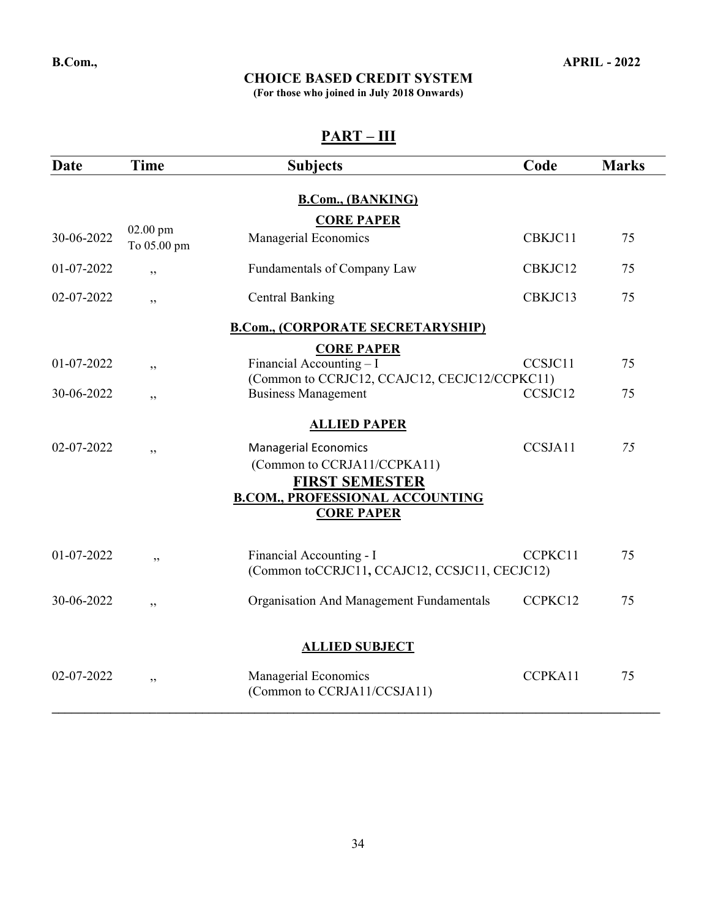**B.Com.,** **APRIL - 2022**

**CHOICE BASED CREDIT SYSTEM**

**(For those who joined in July 2018 Onwards)**

## PART – III

| Date | Time | Subjects | Code | Marks |
|---|---|---|---|---|
| | | **B.Com., (BANKING)** | | |
| | | **CORE PAPER** | | |
| 30-06-2022 | 02.00 pm To 05.00 pm | Managerial Economics | CBKJC11 | 75 |
| 01-07-2022 | ,, | Fundamentals of Company Law | CBKJC12 | 75 |
| 02-07-2022 | ,, | Central Banking | CBKJC13 | 75 |
| | | **B.Com., (CORPORATE SECRETARYSHIP)** | | |
| | | **CORE PAPER** | | |
| 01-07-2022 | ,, | Financial Accounting – I (Common to CCRJC12, CCAJC12, CECJC12/CCPKC11) | CCSJC11 | 75 |
| 30-06-2022 | ,, | Business Management | CCSJC12 | 75 |
| | | **ALLIED PAPER** | | |
| 02-07-2022 | ,, | Managerial Economics (Common to CCRJA11/CCPKA11) | CCSJA11 | *75* |
| | | **FIRST SEMESTER** | | |
| | | **B.COM., PROFESSIONAL ACCOUNTING** | | |
| | | **CORE PAPER** | | |
| 01-07-2022 | ,, | Financial Accounting - I (Common toCCRJC11, CCAJC12, CCSJC11, CECJC12) | CCPKC11 | 75 |
| 30-06-2022 | ,, | Organisation And Management Fundamentals | CCPKC12 | 75 |
| | | **ALLIED SUBJECT** | | |
| 02-07-2022 | ,, | Managerial Economics (Common to CCRJA11/CCSJA11) | CCPKA11 | 75 |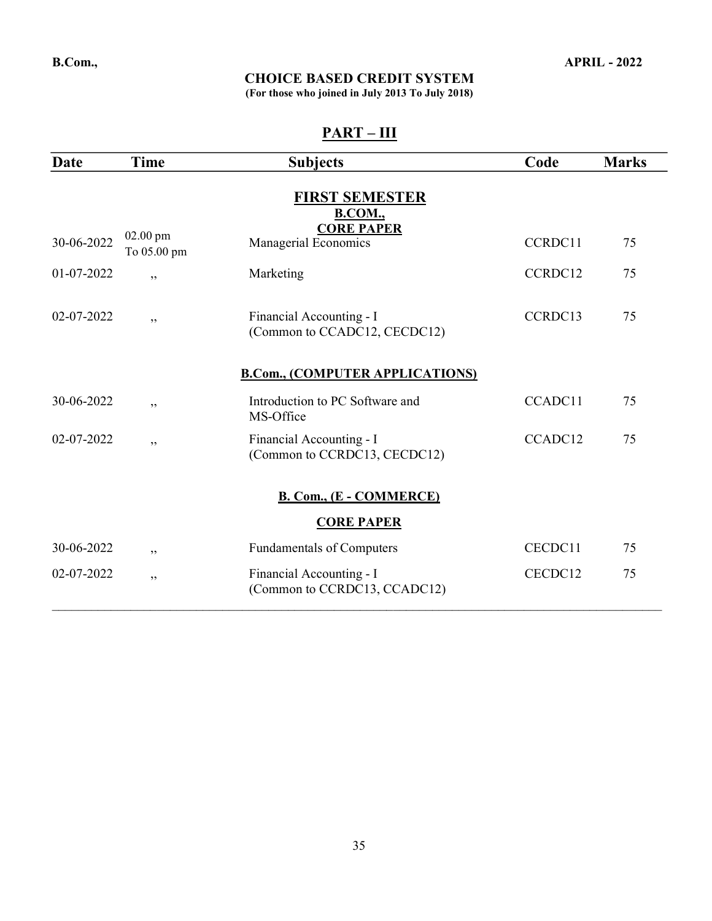**B.Com.,** **APRIL - 2022**

## CHOICE BASED CREDIT SYSTEM

**(For those who joined in July 2013 To July 2018)**

## PART – III

| Date | Time | Subjects | Code | Marks |
|---|---|---|---|---|
| | | **FIRST SEMESTER** | | |
| | | **B.COM.,** | | |
| | | **CORE PAPER** | | |
| 30-06-2022 | 02.00 pm To 05.00 pm | Managerial Economics | CCRDC11 | 75 |
| 01-07-2022 | ,, | Marketing | CCRDC12 | 75 |
| 02-07-2022 | ,, | Financial Accounting - I (Common to CCADC12, CECDC12) | CCRDC13 | 75 |
| | | **B.Com., (COMPUTER APPLICATIONS)** | | |
| 30-06-2022 | ,, | Introduction to PC Software and MS-Office | CCADC11 | 75 |
| 02-07-2022 | ,, | Financial Accounting - I (Common to CCRDC13, CECDC12) | CCADC12 | 75 |
| | | **B. Com., (E - COMMERCE)** | | |
| | | **CORE PAPER** | | |
| 30-06-2022 | ,, | Fundamentals of Computers | CECDC11 | 75 |
| 02-07-2022 | ,, | Financial Accounting - I (Common to CCRDC13, CCADC12) | CECDC12 | 75 |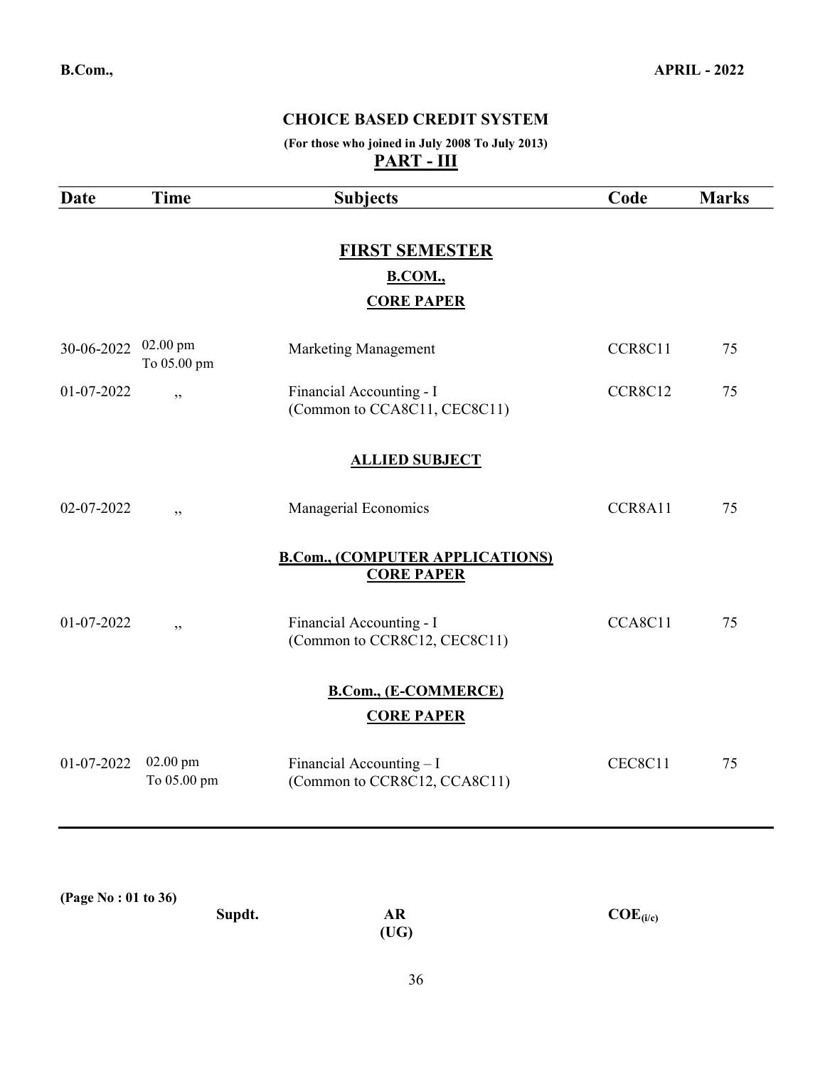**B.Com.,** **APRIL - 2022**

## CHOICE BASED CREDIT SYSTEM

**(For those who joined in July 2008 To July 2013)**

### PART - III

| Date | Time | Subjects | Code | Marks |
|---|---|---|---|---|
| | | **FIRST SEMESTER** | | |
| | | **B.COM.,** | | |
| | | **CORE PAPER** | | |
| 30-06-2022 | 02.00 pm To 05.00 pm | Marketing Management | CCR8C11 | 75 |
| 01-07-2022 | ,, | Financial Accounting - I (Common to CCA8C11, CEC8C11) | CCR8C12 | 75 |
| | | **ALLIED SUBJECT** | | |
| 02-07-2022 | ,, | Managerial Economics | CCR8A11 | 75 |
| | | **B.Com., (COMPUTER APPLICATIONS) CORE PAPER** | | |
| 01-07-2022 | ,, | Financial Accounting - I (Common to CCR8C12, CEC8C11) | CCA8C11 | 75 |
| | | **B.Com., (E-COMMERCE)** | | |
| | | **CORE PAPER** | | |
| 01-07-2022 | 02.00 pm To 05.00 pm | Financial Accounting – I (Common to CCR8C12, CCA8C11) | CEC8C11 | 75 |

**(Page No : 01 to 36)**

**Supdt.** **AR (UG)** **COE(i/c)**